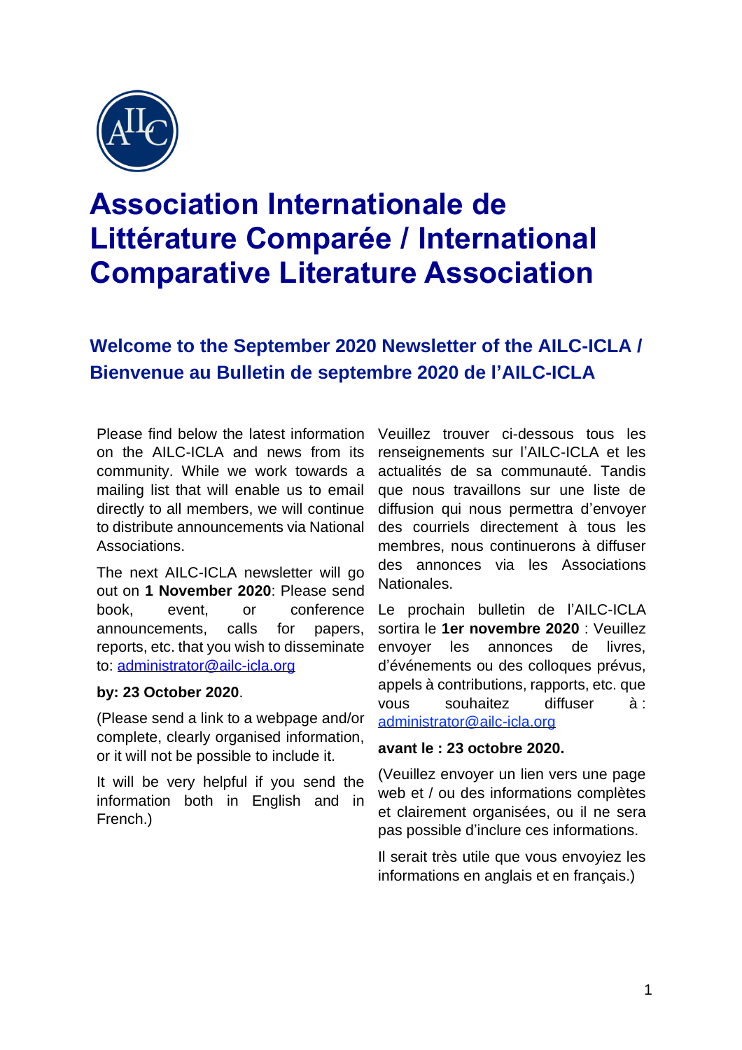# Association Internationale de Littérature Comparée / International Comparative Literature Association

## Welcome to the September 2020 Newsletter of the AILC-ICLA / Bienvenue au Bulletin de septembre 2020 de l'AILC-ICLA

Please find below the latest information on the AILC-ICLA and news from its community. While we work towards a mailing list that will enable us to email directly to all members, we will continue to distribute announcements via National Associations.

The next AILC-ICLA newsletter will go out on **1 November 2020**: Please send book, event, or conference announcements, calls for papers, reports, etc. that you wish to disseminate to: administrator@ailc-icla.org

**by: 23 October 2020**.

(Please send a link to a webpage and/or complete, clearly organised information, or it will not be possible to include it.

It will be very helpful if you send the information both in English and in French.)

Veuillez trouver ci-dessous tous les renseignements sur l'AILC-ICLA et les actualités de sa communauté. Tandis que nous travaillons sur une liste de diffusion qui nous permettra d'envoyer des courriels directement à tous les membres, nous continuerons à diffuser des annonces via les Associations Nationales.

Le prochain bulletin de l'AILC-ICLA sortira le **1er novembre 2020** : Veuillez envoyer les annonces de livres, d'événements ou des colloques prévus, appels à contributions, rapports, etc. que vous souhaitez diffuser à : administrator@ailc-icla.org

**avant le : 23 octobre 2020.**

(Veuillez envoyer un lien vers une page web et / ou des informations complètes et clairement organisées, ou il ne sera pas possible d'inclure ces informations.

Il serait très utile que vous envoyiez les informations en anglais et en français.)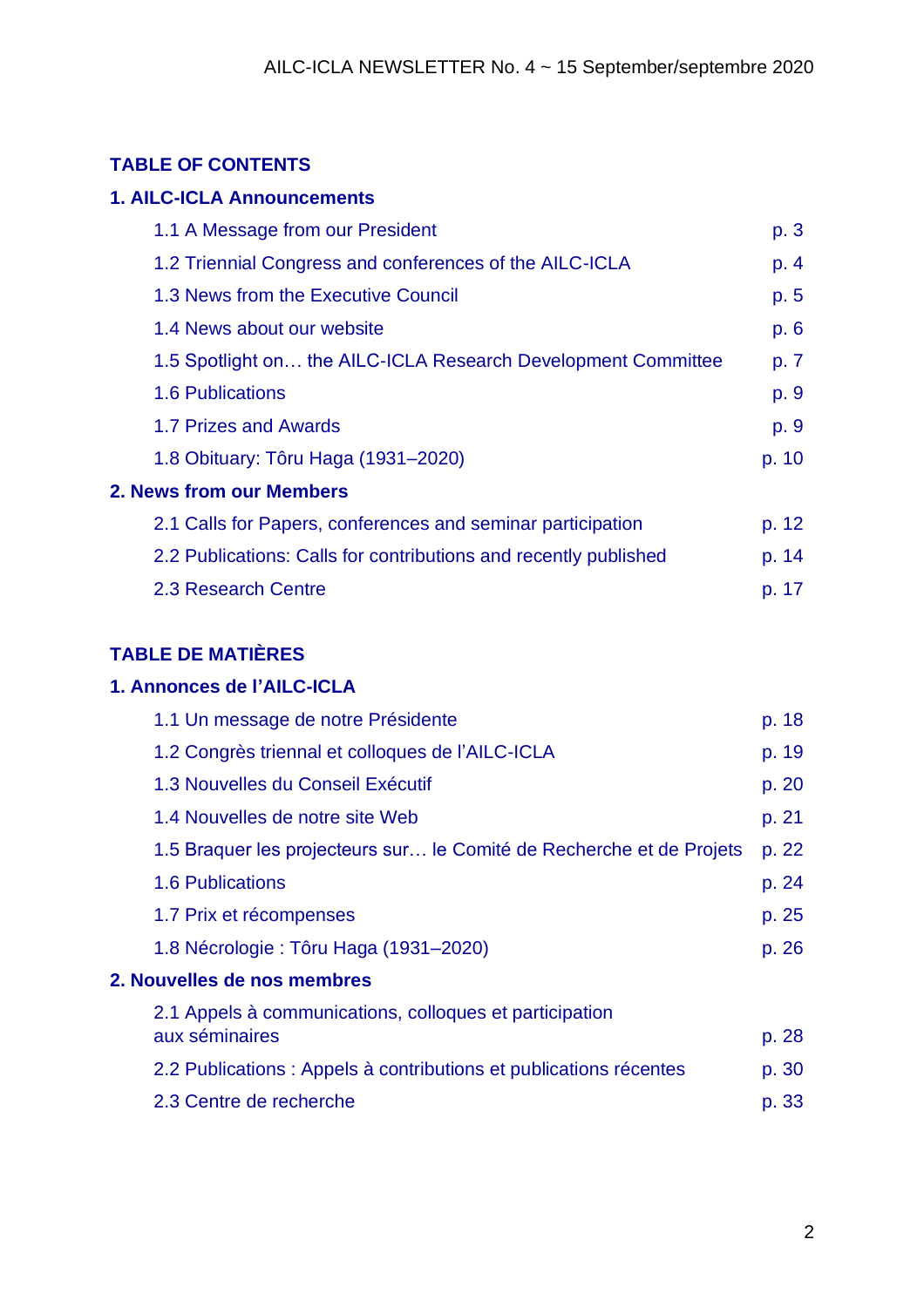## TABLE OF CONTENTS

### 1. AILC-ICLA Announcements

| | |
|---|---|
| 1.1 A Message from our President | p. 3 |
| 1.2 Triennial Congress and conferences of the AILC-ICLA | p. 4 |
| 1.3 News from the Executive Council | p. 5 |
| 1.4 News about our website | p. 6 |
| 1.5 Spotlight on… the AILC-ICLA Research Development Committee | p. 7 |
| 1.6 Publications | p. 9 |
| 1.7 Prizes and Awards | p. 9 |
| 1.8 Obituary: Tôru Haga (1931–2020) | p. 10 |

### 2. News from our Members

| | |
|---|---|
| 2.1 Calls for Papers, conferences and seminar participation | p. 12 |
| 2.2 Publications: Calls for contributions and recently published | p. 14 |
| 2.3 Research Centre | p. 17 |

## TABLE DE MATIÈRES

### 1. Annonces de l'AILC-ICLA

| | |
|---|---|
| 1.1 Un message de notre Présidente | p. 18 |
| 1.2 Congrès triennal et colloques de l'AILC-ICLA | p. 19 |
| 1.3 Nouvelles du Conseil Exécutif | p. 20 |
| 1.4 Nouvelles de notre site Web | p. 21 |
| 1.5 Braquer les projecteurs sur… le Comité de Recherche et de Projets | p. 22 |
| 1.6 Publications | p. 24 |
| 1.7 Prix et récompenses | p. 25 |
| 1.8 Nécrologie : Tôru Haga (1931–2020) | p. 26 |

### 2. Nouvelles de nos membres

| | |
|---|---|
| 2.1 Appels à communications, colloques et participation aux séminaires | p. 28 |
| 2.2 Publications : Appels à contributions et publications récentes | p. 30 |
| 2.3 Centre de recherche | p. 33 |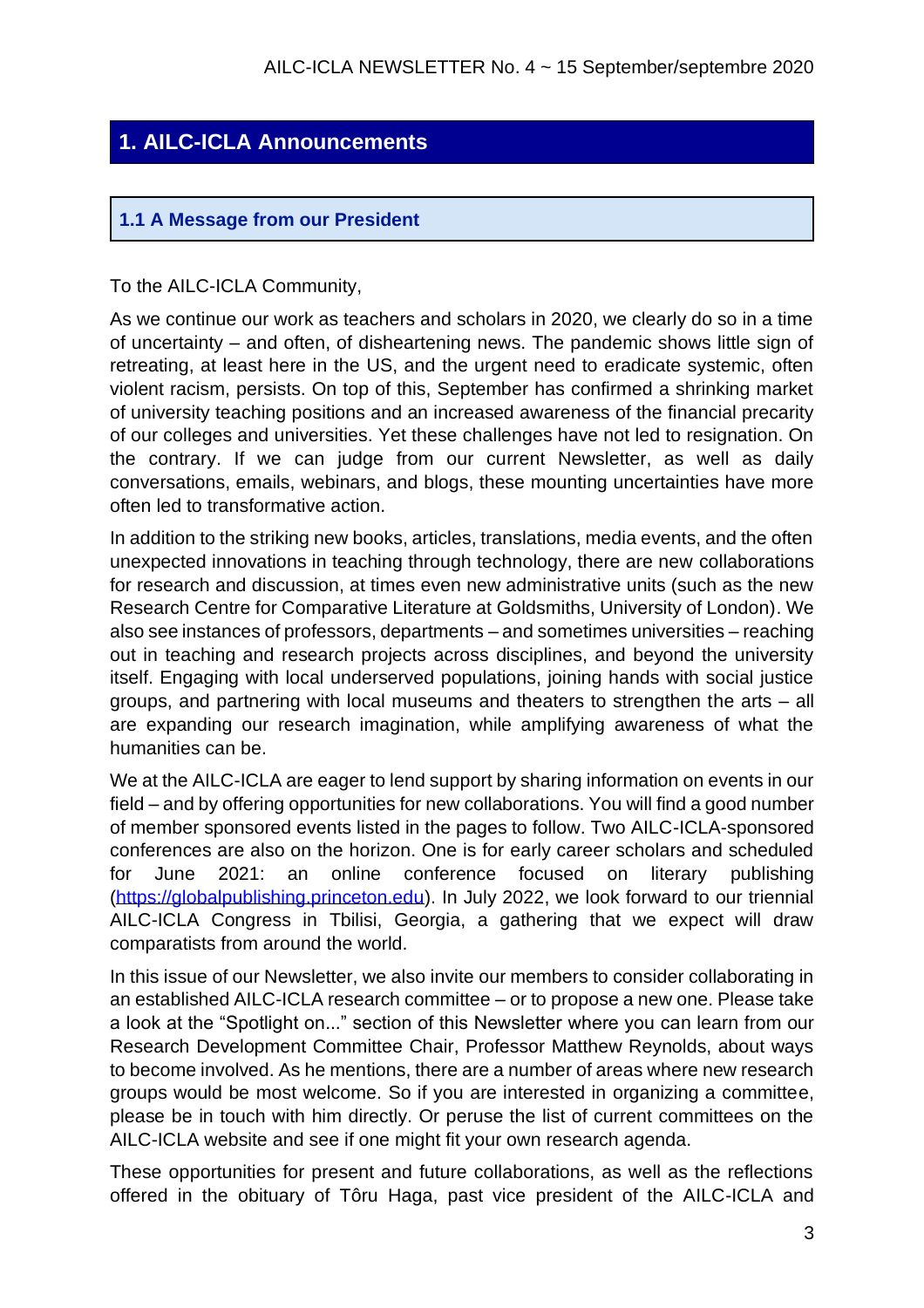## 1. AILC-ICLA Announcements

### 1.1 A Message from our President

To the AILC-ICLA Community,

As we continue our work as teachers and scholars in 2020, we clearly do so in a time of uncertainty – and often, of disheartening news. The pandemic shows little sign of retreating, at least here in the US, and the urgent need to eradicate systemic, often violent racism, persists. On top of this, September has confirmed a shrinking market of university teaching positions and an increased awareness of the financial precarity of our colleges and universities. Yet these challenges have not led to resignation. On the contrary. If we can judge from our current Newsletter, as well as daily conversations, emails, webinars, and blogs, these mounting uncertainties have more often led to transformative action.

In addition to the striking new books, articles, translations, media events, and the often unexpected innovations in teaching through technology, there are new collaborations for research and discussion, at times even new administrative units (such as the new Research Centre for Comparative Literature at Goldsmiths, University of London). We also see instances of professors, departments – and sometimes universities – reaching out in teaching and research projects across disciplines, and beyond the university itself. Engaging with local underserved populations, joining hands with social justice groups, and partnering with local museums and theaters to strengthen the arts – all are expanding our research imagination, while amplifying awareness of what the humanities can be.

We at the AILC-ICLA are eager to lend support by sharing information on events in our field – and by offering opportunities for new collaborations. You will find a good number of member sponsored events listed in the pages to follow. Two AILC-ICLA-sponsored conferences are also on the horizon. One is for early career scholars and scheduled for June 2021: an online conference focused on literary publishing (https://globalpublishing.princeton.edu). In July 2022, we look forward to our triennial AILC-ICLA Congress in Tbilisi, Georgia, a gathering that we expect will draw comparatists from around the world.

In this issue of our Newsletter, we also invite our members to consider collaborating in an established AILC-ICLA research committee – or to propose a new one. Please take a look at the "Spotlight on..." section of this Newsletter where you can learn from our Research Development Committee Chair, Professor Matthew Reynolds, about ways to become involved. As he mentions, there are a number of areas where new research groups would be most welcome. So if you are interested in organizing a committee, please be in touch with him directly. Or peruse the list of current committees on the AILC-ICLA website and see if one might fit your own research agenda.

These opportunities for present and future collaborations, as well as the reflections offered in the obituary of Tôru Haga, past vice president of the AILC-ICLA and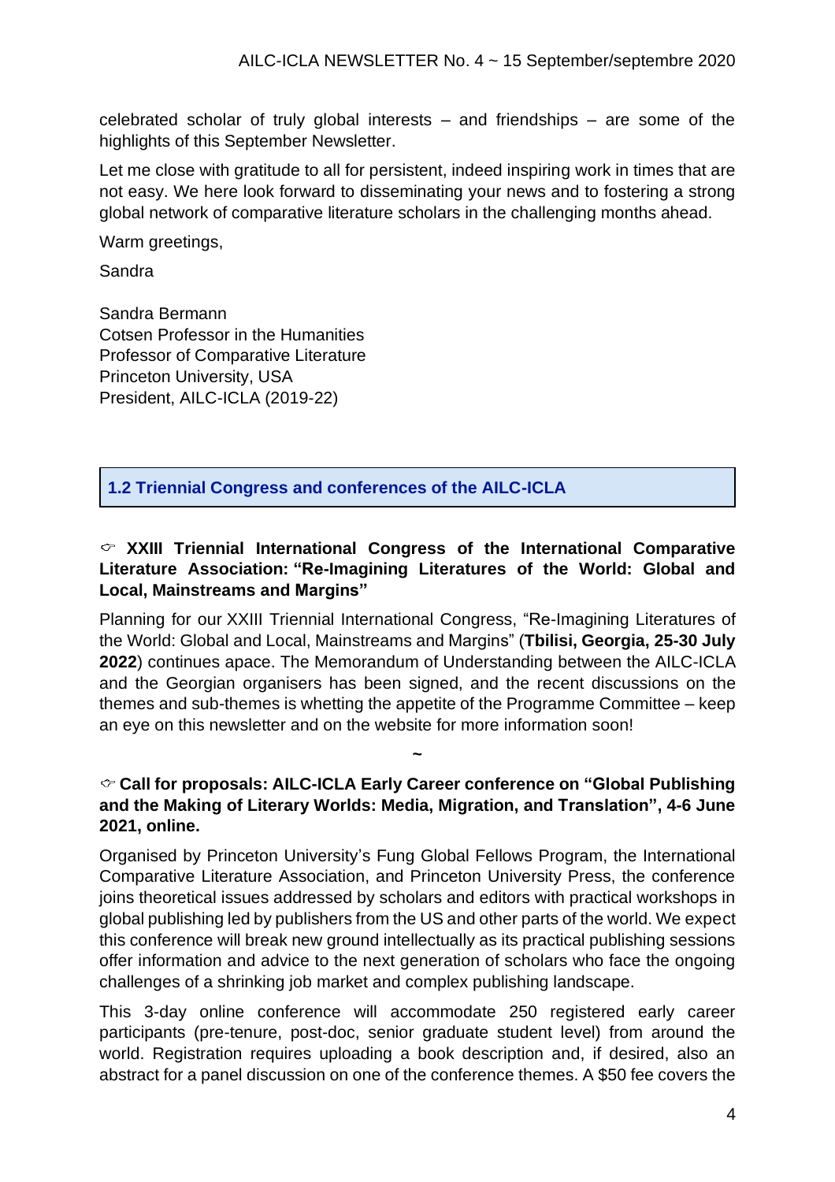celebrated scholar of truly global interests – and friendships – are some of the highlights of this September Newsletter.

Let me close with gratitude to all for persistent, indeed inspiring work in times that are not easy. We here look forward to disseminating your news and to fostering a strong global network of comparative literature scholars in the challenging months ahead.

Warm greetings,

Sandra

Sandra Bermann
Cotsen Professor in the Humanities
Professor of Comparative Literature
Princeton University, USA
President, AILC-ICLA (2019-22)

## 1.2 Triennial Congress and conferences of the AILC-ICLA

### ☞ XXIII Triennial International Congress of the International Comparative Literature Association: "Re-Imagining Literatures of the World: Global and Local, Mainstreams and Margins"

Planning for our XXIII Triennial International Congress, "Re-Imagining Literatures of the World: Global and Local, Mainstreams and Margins" (**Tbilisi, Georgia, 25-30 July 2022**) continues apace. The Memorandum of Understanding between the AILC-ICLA and the Georgian organisers has been signed, and the recent discussions on the themes and sub-themes is whetting the appetite of the Programme Committee – keep an eye on this newsletter and on the website for more information soon!

~

### ☞ Call for proposals: AILC-ICLA Early Career conference on "Global Publishing and the Making of Literary Worlds: Media, Migration, and Translation", 4-6 June 2021, online.

Organised by Princeton University's Fung Global Fellows Program, the International Comparative Literature Association, and Princeton University Press, the conference joins theoretical issues addressed by scholars and editors with practical workshops in global publishing led by publishers from the US and other parts of the world. We expect this conference will break new ground intellectually as its practical publishing sessions offer information and advice to the next generation of scholars who face the ongoing challenges of a shrinking job market and complex publishing landscape.

This 3-day online conference will accommodate 250 registered early career participants (pre-tenure, post-doc, senior graduate student level) from around the world. Registration requires uploading a book description and, if desired, also an abstract for a panel discussion on one of the conference themes. A $50 fee covers the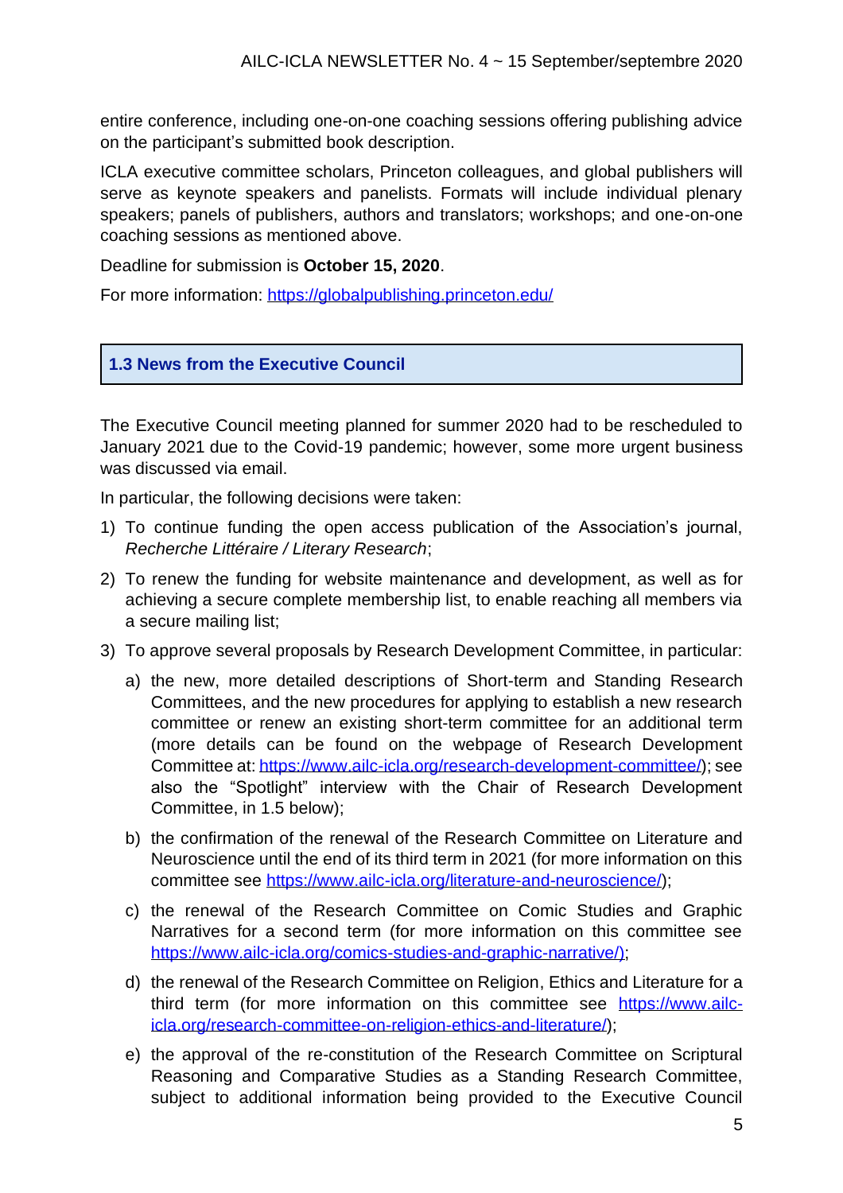entire conference, including one-on-one coaching sessions offering publishing advice on the participant's submitted book description.

ICLA executive committee scholars, Princeton colleagues, and global publishers will serve as keynote speakers and panelists. Formats will include individual plenary speakers; panels of publishers, authors and translators; workshops; and one-on-one coaching sessions as mentioned above.

Deadline for submission is **October 15, 2020**.

For more information: https://globalpublishing.princeton.edu/

## 1.3 News from the Executive Council

The Executive Council meeting planned for summer 2020 had to be rescheduled to January 2021 due to the Covid-19 pandemic; however, some more urgent business was discussed via email.

In particular, the following decisions were taken:

1) To continue funding the open access publication of the Association's journal, *Recherche Littéraire / Literary Research*;
2) To renew the funding for website maintenance and development, as well as for achieving a secure complete membership list, to enable reaching all members via a secure mailing list;
3) To approve several proposals by Research Development Committee, in particular:
   a) the new, more detailed descriptions of Short-term and Standing Research Committees, and the new procedures for applying to establish a new research committee or renew an existing short-term committee for an additional term (more details can be found on the webpage of Research Development Committee at: https://www.ailc-icla.org/research-development-committee/); see also the "Spotlight" interview with the Chair of Research Development Committee, in 1.5 below);
   b) the confirmation of the renewal of the Research Committee on Literature and Neuroscience until the end of its third term in 2021 (for more information on this committee see https://www.ailc-icla.org/literature-and-neuroscience/);
   c) the renewal of the Research Committee on Comic Studies and Graphic Narratives for a second term (for more information on this committee see https://www.ailc-icla.org/comics-studies-and-graphic-narrative/);
   d) the renewal of the Research Committee on Religion, Ethics and Literature for a third term (for more information on this committee see https://www.ailc-icla.org/research-committee-on-religion-ethics-and-literature/);
   e) the approval of the re-constitution of the Research Committee on Scriptural Reasoning and Comparative Studies as a Standing Research Committee, subject to additional information being provided to the Executive Council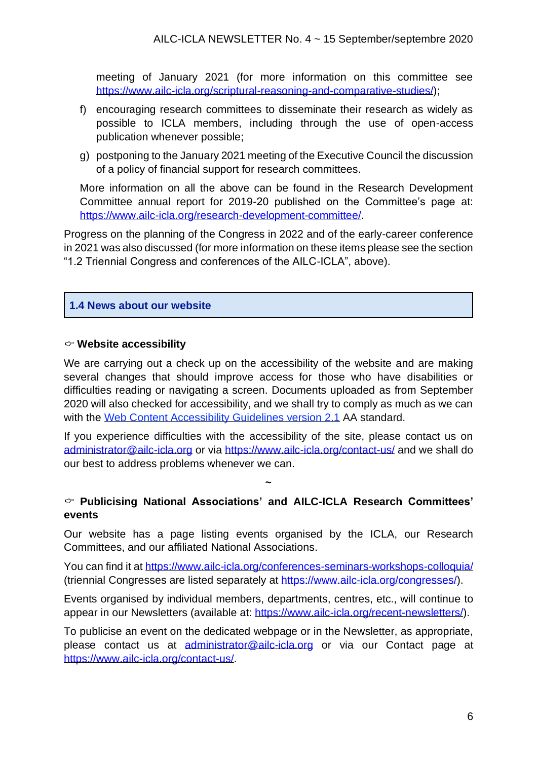meeting of January 2021 (for more information on this committee see https://www.ailc-icla.org/scriptural-reasoning-and-comparative-studies/);

f) encouraging research committees to disseminate their research as widely as possible to ICLA members, including through the use of open-access publication whenever possible;

g) postponing to the January 2021 meeting of the Executive Council the discussion of a policy of financial support for research committees.

More information on all the above can be found in the Research Development Committee annual report for 2019-20 published on the Committee's page at: https://www.ailc-icla.org/research-development-committee/.

Progress on the planning of the Congress in 2022 and of the early-career conference in 2021 was also discussed (for more information on these items please see the section "1.2 Triennial Congress and conferences of the AILC-ICLA", above).

## 1.4 News about our website

### ☞ Website accessibility

We are carrying out a check up on the accessibility of the website and are making several changes that should improve access for those who have disabilities or difficulties reading or navigating a screen. Documents uploaded as from September 2020 will also checked for accessibility, and we shall try to comply as much as we can with the Web Content Accessibility Guidelines version 2.1 AA standard.

If you experience difficulties with the accessibility of the site, please contact us on administrator@ailc-icla.org or via https://www.ailc-icla.org/contact-us/ and we shall do our best to address problems whenever we can.

~

### ☞ Publicising National Associations' and AILC-ICLA Research Committees' events

Our website has a page listing events organised by the ICLA, our Research Committees, and our affiliated National Associations.

You can find it at https://www.ailc-icla.org/conferences-seminars-workshops-colloquia/ (triennial Congresses are listed separately at https://www.ailc-icla.org/congresses/).

Events organised by individual members, departments, centres, etc., will continue to appear in our Newsletters (available at: https://www.ailc-icla.org/recent-newsletters/).

To publicise an event on the dedicated webpage or in the Newsletter, as appropriate, please contact us at administrator@ailc-icla.org or via our Contact page at https://www.ailc-icla.org/contact-us/.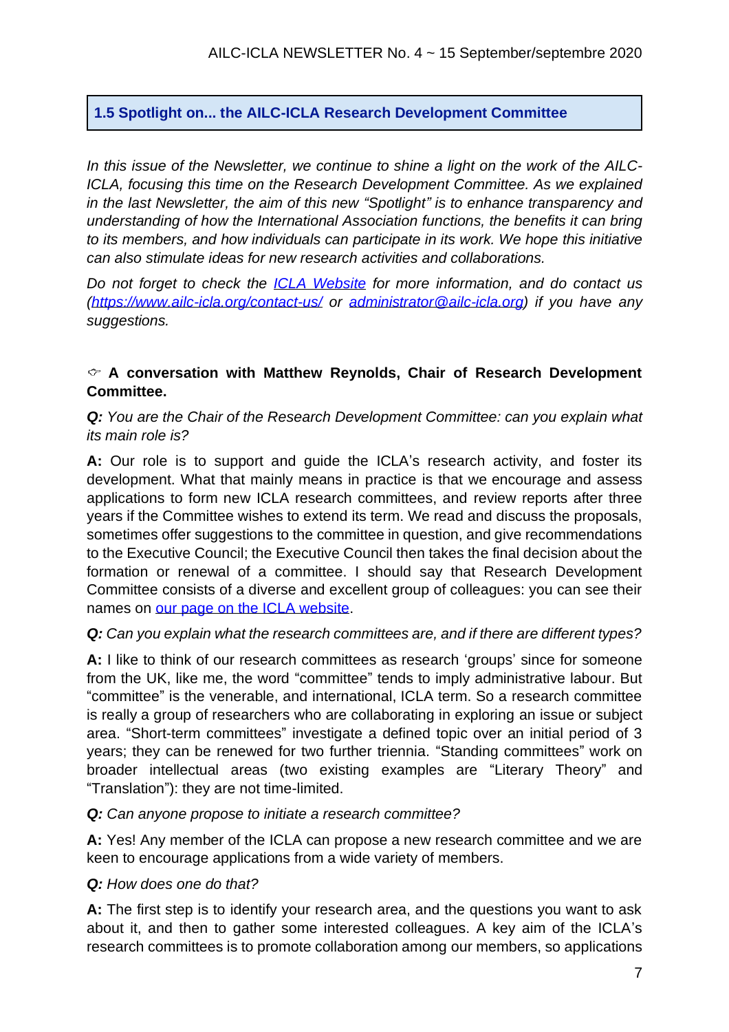## 1.5 Spotlight on... the AILC-ICLA Research Development Committee

*In this issue of the Newsletter, we continue to shine a light on the work of the AILC-ICLA, focusing this time on the Research Development Committee. As we explained in the last Newsletter, the aim of this new "Spotlight" is to enhance transparency and understanding of how the International Association functions, the benefits it can bring to its members, and how individuals can participate in its work. We hope this initiative can also stimulate ideas for new research activities and collaborations.*

*Do not forget to check the [ICLA Website](https://www.ailc-icla.org) for more information, and do contact us ([https://www.ailc-icla.org/contact-us/](https://www.ailc-icla.org/contact-us/) or [administrator@ailc-icla.org](mailto:administrator@ailc-icla.org)) if you have any suggestions.*

👉 **A conversation with Matthew Reynolds, Chair of Research Development Committee.**

***Q:*** *You are the Chair of the Research Development Committee: can you explain what its main role is?*

**A:** Our role is to support and guide the ICLA's research activity, and foster its development. What that mainly means in practice is that we encourage and assess applications to form new ICLA research committees, and review reports after three years if the Committee wishes to extend its term. We read and discuss the proposals, sometimes offer suggestions to the committee in question, and give recommendations to the Executive Council; the Executive Council then takes the final decision about the formation or renewal of a committee. I should say that Research Development Committee consists of a diverse and excellent group of colleagues: you can see their names on our page on the ICLA website.

***Q:*** *Can you explain what the research committees are, and if there are different types?*

**A:** I like to think of our research committees as research 'groups' since for someone from the UK, like me, the word "committee" tends to imply administrative labour. But "committee" is the venerable, and international, ICLA term. So a research committee is really a group of researchers who are collaborating in exploring an issue or subject area. "Short-term committees" investigate a defined topic over an initial period of 3 years; they can be renewed for two further triennia. "Standing committees" work on broader intellectual areas (two existing examples are "Literary Theory" and "Translation"): they are not time-limited.

***Q:*** *Can anyone propose to initiate a research committee?*

**A:** Yes! Any member of the ICLA can propose a new research committee and we are keen to encourage applications from a wide variety of members.

***Q:*** *How does one do that?*

**A:** The first step is to identify your research area, and the questions you want to ask about it, and then to gather some interested colleagues. A key aim of the ICLA's research committees is to promote collaboration among our members, so applications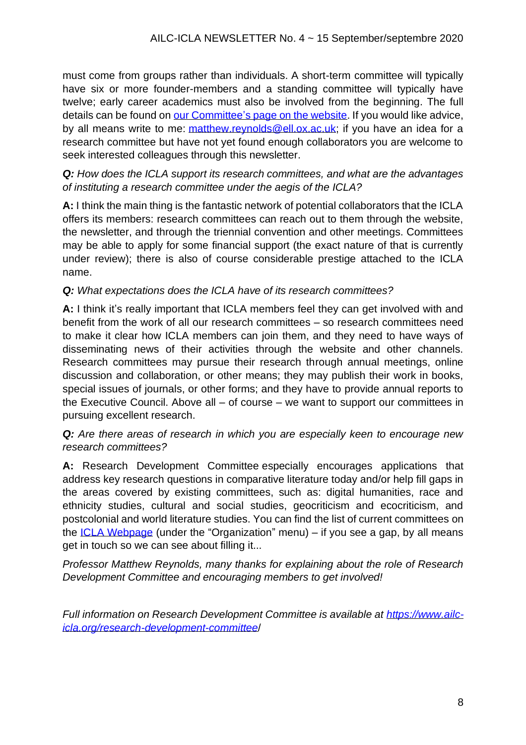must come from groups rather than individuals. A short-term committee will typically have six or more founder-members and a standing committee will typically have twelve; early career academics must also be involved from the beginning. The full details can be found on [our Committee's page on the website](). If you would like advice, by all means write to me: [matthew.reynolds@ell.ox.ac.uk](mailto:matthew.reynolds@ell.ox.ac.uk); if you have an idea for a research committee but have not yet found enough collaborators you are welcome to seek interested colleagues through this newsletter.

***Q:** How does the ICLA support its research committees, and what are the advantages of instituting a research committee under the aegis of the ICLA?*

**A:** I think the main thing is the fantastic network of potential collaborators that the ICLA offers its members: research committees can reach out to them through the website, the newsletter, and through the triennial convention and other meetings. Committees may be able to apply for some financial support (the exact nature of that is currently under review); there is also of course considerable prestige attached to the ICLA name.

***Q:** What expectations does the ICLA have of its research committees?*

**A:** I think it's really important that ICLA members feel they can get involved with and benefit from the work of all our research committees – so research committees need to make it clear how ICLA members can join them, and they need to have ways of disseminating news of their activities through the website and other channels. Research committees may pursue their research through annual meetings, online discussion and collaboration, or other means; they may publish their work in books, special issues of journals, or other forms; and they have to provide annual reports to the Executive Council. Above all – of course – we want to support our committees in pursuing excellent research.

***Q:** Are there areas of research in which you are especially keen to encourage new research committees?*

**A:** Research Development Committee especially encourages applications that address key research questions in comparative literature today and/or help fill gaps in the areas covered by existing committees, such as: digital humanities, race and ethnicity studies, cultural and social studies, geocriticism and ecocriticism, and postcolonial and world literature studies. You can find the list of current committees on the [ICLA Webpage]() (under the "Organization" menu) – if you see a gap, by all means get in touch so we can see about filling it...

*Professor Matthew Reynolds, many thanks for explaining about the role of Research Development Committee and encouraging members to get involved!*

*Full information on Research Development Committee is available at [https://www.ailc-icla.org/research-development-committee/](https://www.ailc-icla.org/research-development-committee/)*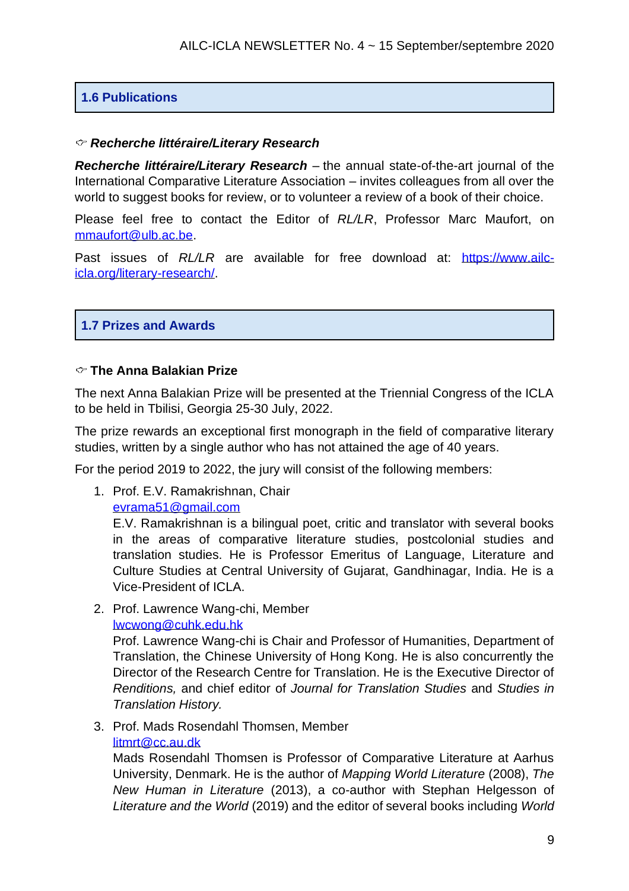## 1.6 Publications

☞ ***Recherche littéraire/Literary Research***

***Recherche littéraire/Literary Research*** – the annual state-of-the-art journal of the International Comparative Literature Association – invites colleagues from all over the world to suggest books for review, or to volunteer a review of a book of their choice.

Please feel free to contact the Editor of *RL/LR*, Professor Marc Maufort, on mmaufort@ulb.ac.be.

Past issues of *RL/LR* are available for free download at: https://www.ailc-icla.org/literary-research/.

## 1.7 Prizes and Awards

☞ **The Anna Balakian Prize**

The next Anna Balakian Prize will be presented at the Triennial Congress of the ICLA to be held in Tbilisi, Georgia 25-30 July, 2022.

The prize rewards an exceptional first monograph in the field of comparative literary studies, written by a single author who has not attained the age of 40 years.

For the period 2019 to 2022, the jury will consist of the following members:

1. Prof. E.V. Ramakrishnan, Chair
   evrama51@gmail.com
   E.V. Ramakrishnan is a bilingual poet, critic and translator with several books in the areas of comparative literature studies, postcolonial studies and translation studies. He is Professor Emeritus of Language, Literature and Culture Studies at Central University of Gujarat, Gandhinagar, India. He is a Vice-President of ICLA.

2. Prof. Lawrence Wang-chi, Member
   lwcwong@cuhk.edu.hk
   Prof. Lawrence Wang-chi is Chair and Professor of Humanities, Department of Translation, the Chinese University of Hong Kong. He is also concurrently the Director of the Research Centre for Translation. He is the Executive Director of *Renditions,* and chief editor of *Journal for Translation Studies* and *Studies in Translation History.*

3. Prof. Mads Rosendahl Thomsen, Member
   litmrt@cc.au.dk
   Mads Rosendahl Thomsen is Professor of Comparative Literature at Aarhus University, Denmark. He is the author of *Mapping World Literature* (2008), *The New Human in Literature* (2013), a co-author with Stephan Helgesson of *Literature and the World* (2019) and the editor of several books including *World*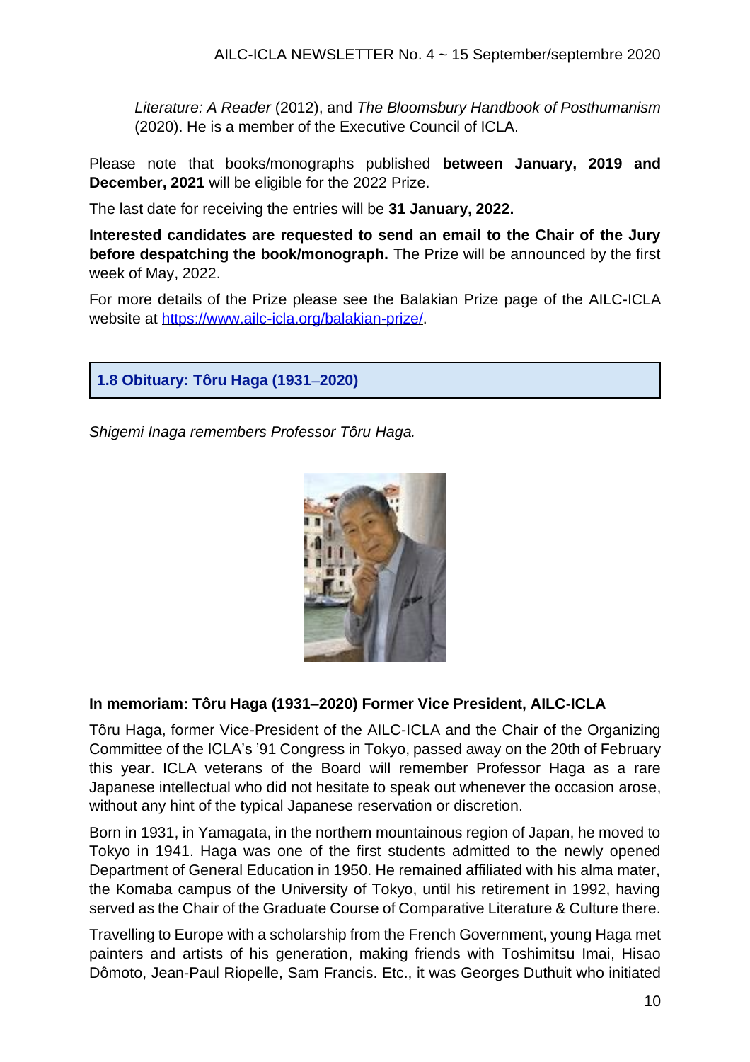*Literature: A Reader* (2012), and *The Bloomsbury Handbook of Posthumanism* (2020). He is a member of the Executive Council of ICLA.

Please note that books/monographs published **between January, 2019 and December, 2021** will be eligible for the 2022 Prize.

The last date for receiving the entries will be **31 January, 2022.**

**Interested candidates are requested to send an email to the Chair of the Jury before despatching the book/monograph.** The Prize will be announced by the first week of May, 2022.

For more details of the Prize please see the Balakian Prize page of the AILC-ICLA website at https://www.ailc-icla.org/balakian-prize/.

## 1.8 Obituary: Tôru Haga (1931–2020)

*Shigemi Inaga remembers Professor Tôru Haga.*

### In memoriam: Tôru Haga (1931–2020) Former Vice President, AILC-ICLA

Tôru Haga, former Vice-President of the AILC-ICLA and the Chair of the Organizing Committee of the ICLA's '91 Congress in Tokyo, passed away on the 20th of February this year. ICLA veterans of the Board will remember Professor Haga as a rare Japanese intellectual who did not hesitate to speak out whenever the occasion arose, without any hint of the typical Japanese reservation or discretion.

Born in 1931, in Yamagata, in the northern mountainous region of Japan, he moved to Tokyo in 1941. Haga was one of the first students admitted to the newly opened Department of General Education in 1950. He remained affiliated with his alma mater, the Komaba campus of the University of Tokyo, until his retirement in 1992, having served as the Chair of the Graduate Course of Comparative Literature & Culture there.

Travelling to Europe with a scholarship from the French Government, young Haga met painters and artists of his generation, making friends with Toshimitsu Imai, Hisao Dômoto, Jean-Paul Riopelle, Sam Francis. Etc., it was Georges Duthuit who initiated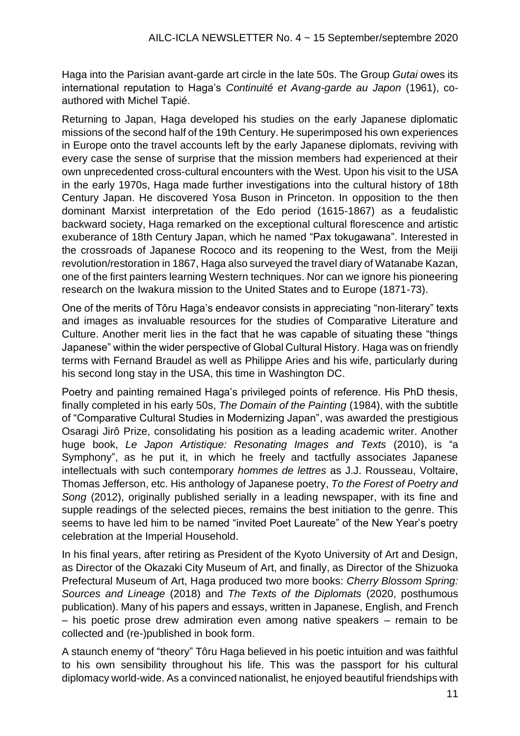Haga into the Parisian avant-garde art circle in the late 50s. The Group *Gutai* owes its international reputation to Haga's *Continuité et Avang-garde au Japon* (1961), co-authored with Michel Tapié.

Returning to Japan, Haga developed his studies on the early Japanese diplomatic missions of the second half of the 19th Century. He superimposed his own experiences in Europe onto the travel accounts left by the early Japanese diplomats, reviving with every case the sense of surprise that the mission members had experienced at their own unprecedented cross-cultural encounters with the West. Upon his visit to the USA in the early 1970s, Haga made further investigations into the cultural history of 18th Century Japan. He discovered Yosa Buson in Princeton. In opposition to the then dominant Marxist interpretation of the Edo period (1615-1867) as a feudalistic backward society, Haga remarked on the exceptional cultural florescence and artistic exuberance of 18th Century Japan, which he named "Pax tokugawana". Interested in the crossroads of Japanese Rococo and its reopening to the West, from the Meiji revolution/restoration in 1867, Haga also surveyed the travel diary of Watanabe Kazan, one of the first painters learning Western techniques. Nor can we ignore his pioneering research on the Iwakura mission to the United States and to Europe (1871-73).

One of the merits of Tôru Haga's endeavor consists in appreciating "non-literary" texts and images as invaluable resources for the studies of Comparative Literature and Culture. Another merit lies in the fact that he was capable of situating these "things Japanese" within the wider perspective of Global Cultural History. Haga was on friendly terms with Fernand Braudel as well as Philippe Aries and his wife, particularly during his second long stay in the USA, this time in Washington DC.

Poetry and painting remained Haga's privileged points of reference. His PhD thesis, finally completed in his early 50s, *The Domain of the Painting* (1984), with the subtitle of "Comparative Cultural Studies in Modernizing Japan", was awarded the prestigious Osaragi Jirô Prize, consolidating his position as a leading academic writer. Another huge book, *Le Japon Artistique: Resonating Images and Texts* (2010), is "a Symphony", as he put it, in which he freely and tactfully associates Japanese intellectuals with such contemporary *hommes de lettres* as J.J. Rousseau, Voltaire, Thomas Jefferson, etc. His anthology of Japanese poetry, *To the Forest of Poetry and Song* (2012), originally published serially in a leading newspaper, with its fine and supple readings of the selected pieces, remains the best initiation to the genre. This seems to have led him to be named "invited Poet Laureate" of the New Year's poetry celebration at the Imperial Household.

In his final years, after retiring as President of the Kyoto University of Art and Design, as Director of the Okazaki City Museum of Art, and finally, as Director of the Shizuoka Prefectural Museum of Art, Haga produced two more books: *Cherry Blossom Spring: Sources and Lineage* (2018) and *The Texts of the Diplomats* (2020, posthumous publication). Many of his papers and essays, written in Japanese, English, and French – his poetic prose drew admiration even among native speakers – remain to be collected and (re-)published in book form.

A staunch enemy of "theory" Tôru Haga believed in his poetic intuition and was faithful to his own sensibility throughout his life. This was the passport for his cultural diplomacy world-wide. As a convinced nationalist, he enjoyed beautiful friendships with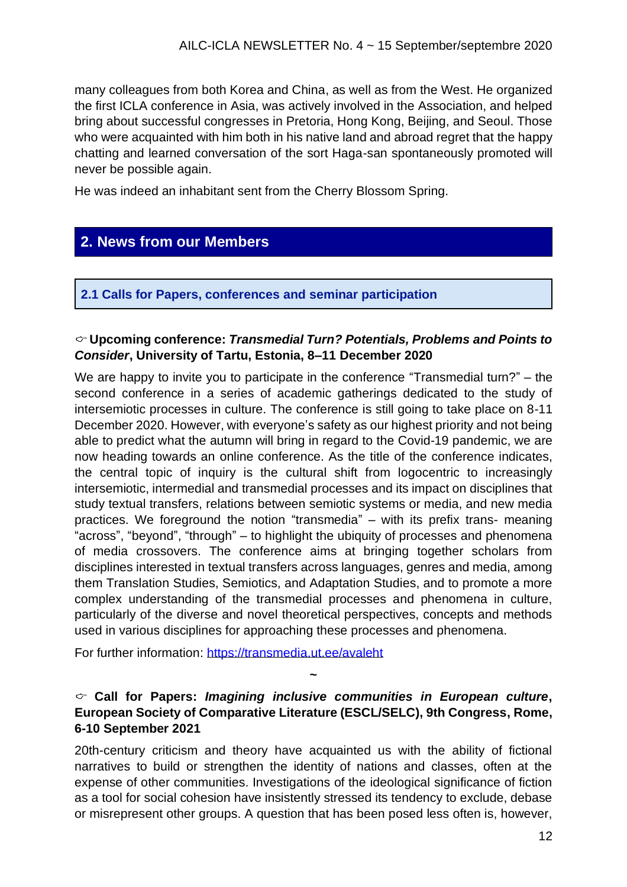many colleagues from both Korea and China, as well as from the West. He organized the first ICLA conference in Asia, was actively involved in the Association, and helped bring about successful congresses in Pretoria, Hong Kong, Beijing, and Seoul. Those who were acquainted with him both in his native land and abroad regret that the happy chatting and learned conversation of the sort Haga-san spontaneously promoted will never be possible again.

He was indeed an inhabitant sent from the Cherry Blossom Spring.

## 2. News from our Members

### 2.1 Calls for Papers, conferences and seminar participation

☞ **Upcoming conference: *Transmedial Turn? Potentials, Problems and Points to Consider*, University of Tartu, Estonia, 8–11 December 2020**

We are happy to invite you to participate in the conference "Transmedial turn?" – the second conference in a series of academic gatherings dedicated to the study of intersemiotic processes in culture. The conference is still going to take place on 8-11 December 2020. However, with everyone's safety as our highest priority and not being able to predict what the autumn will bring in regard to the Covid-19 pandemic, we are now heading towards an online conference. As the title of the conference indicates, the central topic of inquiry is the cultural shift from logocentric to increasingly intersemiotic, intermedial and transmedial processes and its impact on disciplines that study textual transfers, relations between semiotic systems or media, and new media practices. We foreground the notion "transmedia" – with its prefix trans- meaning "across", "beyond", "through" – to highlight the ubiquity of processes and phenomena of media crossovers. The conference aims at bringing together scholars from disciplines interested in textual transfers across languages, genres and media, among them Translation Studies, Semiotics, and Adaptation Studies, and to promote a more complex understanding of the transmedial processes and phenomena in culture, particularly of the diverse and novel theoretical perspectives, concepts and methods used in various disciplines for approaching these processes and phenomena.

For further information: https://transmedia.ut.ee/avaleht

~

☞ **Call for Papers: *Imagining inclusive communities in European culture*, European Society of Comparative Literature (ESCL/SELC), 9th Congress, Rome, 6-10 September 2021**

20th-century criticism and theory have acquainted us with the ability of fictional narratives to build or strengthen the identity of nations and classes, often at the expense of other communities. Investigations of the ideological significance of fiction as a tool for social cohesion have insistently stressed its tendency to exclude, debase or misrepresent other groups. A question that has been posed less often is, however,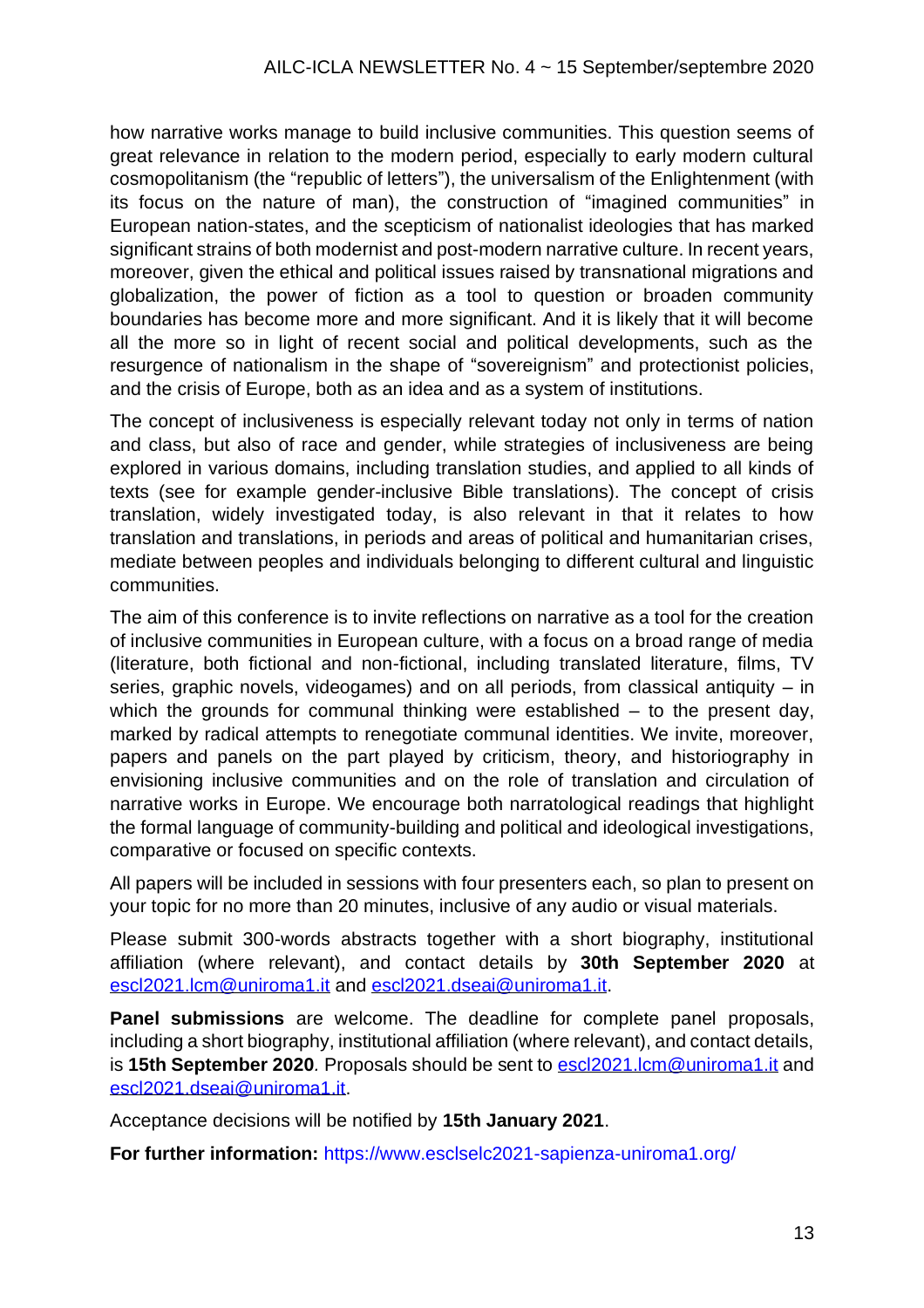how narrative works manage to build inclusive communities. This question seems of great relevance in relation to the modern period, especially to early modern cultural cosmopolitanism (the "republic of letters"), the universalism of the Enlightenment (with its focus on the nature of man), the construction of "imagined communities" in European nation-states, and the scepticism of nationalist ideologies that has marked significant strains of both modernist and post-modern narrative culture. In recent years, moreover, given the ethical and political issues raised by transnational migrations and globalization, the power of fiction as a tool to question or broaden community boundaries has become more and more significant. And it is likely that it will become all the more so in light of recent social and political developments, such as the resurgence of nationalism in the shape of "sovereignism" and protectionist policies, and the crisis of Europe, both as an idea and as a system of institutions.

The concept of inclusiveness is especially relevant today not only in terms of nation and class, but also of race and gender, while strategies of inclusiveness are being explored in various domains, including translation studies, and applied to all kinds of texts (see for example gender-inclusive Bible translations). The concept of crisis translation, widely investigated today, is also relevant in that it relates to how translation and translations, in periods and areas of political and humanitarian crises, mediate between peoples and individuals belonging to different cultural and linguistic communities.

The aim of this conference is to invite reflections on narrative as a tool for the creation of inclusive communities in European culture, with a focus on a broad range of media (literature, both fictional and non-fictional, including translated literature, films, TV series, graphic novels, videogames) and on all periods, from classical antiquity – in which the grounds for communal thinking were established – to the present day, marked by radical attempts to renegotiate communal identities. We invite, moreover, papers and panels on the part played by criticism, theory, and historiography in envisioning inclusive communities and on the role of translation and circulation of narrative works in Europe. We encourage both narratological readings that highlight the formal language of community-building and political and ideological investigations, comparative or focused on specific contexts.

All papers will be included in sessions with four presenters each, so plan to present on your topic for no more than 20 minutes, inclusive of any audio or visual materials.

Please submit 300-words abstracts together with a short biography, institutional affiliation (where relevant), and contact details by **30th September 2020** at escl2021.lcm@uniroma1.it and escl2021.dseai@uniroma1.it.

**Panel submissions** are welcome. The deadline for complete panel proposals, including a short biography, institutional affiliation (where relevant), and contact details, is **15th September 2020**. Proposals should be sent to escl2021.lcm@uniroma1.it and escl2021.dseai@uniroma1.it.

Acceptance decisions will be notified by **15th January 2021**.

**For further information:** https://www.esclselc2021-sapienza-uniroma1.org/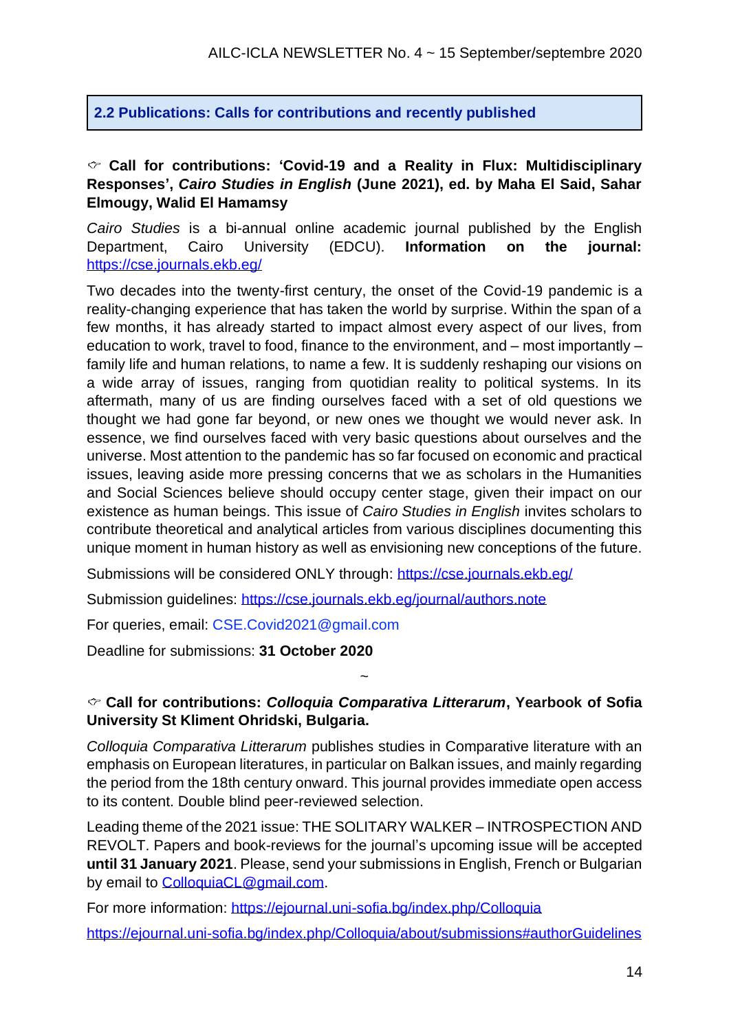## 2.2 Publications: Calls for contributions and recently published

☞ **Call for contributions: 'Covid-19 and a Reality in Flux: Multidisciplinary Responses', *Cairo Studies in English* (June 2021), ed. by Maha El Said, Sahar Elmougy, Walid El Hamamsy**

*Cairo Studies* is a bi-annual online academic journal published by the English Department, Cairo University (EDCU). **Information on the journal:** https://cse.journals.ekb.eg/

Two decades into the twenty-first century, the onset of the Covid-19 pandemic is a reality-changing experience that has taken the world by surprise. Within the span of a few months, it has already started to impact almost every aspect of our lives, from education to work, travel to food, finance to the environment, and – most importantly – family life and human relations, to name a few. It is suddenly reshaping our visions on a wide array of issues, ranging from quotidian reality to political systems. In its aftermath, many of us are finding ourselves faced with a set of old questions we thought we had gone far beyond, or new ones we thought we would never ask. In essence, we find ourselves faced with very basic questions about ourselves and the universe. Most attention to the pandemic has so far focused on economic and practical issues, leaving aside more pressing concerns that we as scholars in the Humanities and Social Sciences believe should occupy center stage, given their impact on our existence as human beings. This issue of *Cairo Studies in English* invites scholars to contribute theoretical and analytical articles from various disciplines documenting this unique moment in human history as well as envisioning new conceptions of the future.

Submissions will be considered ONLY through: https://cse.journals.ekb.eg/

Submission guidelines: https://cse.journals.ekb.eg/journal/authors.note

For queries, email: CSE.Covid2021@gmail.com

Deadline for submissions: **31 October 2020**

~

☞ **Call for contributions: *Colloquia Comparativa Litterarum*, Yearbook of Sofia University St Kliment Ohridski, Bulgaria.**

*Colloquia Comparativa Litterarum* publishes studies in Comparative literature with an emphasis on European literatures, in particular on Balkan issues, and mainly regarding the period from the 18th century onward. This journal provides immediate open access to its content. Double blind peer-reviewed selection.

Leading theme of the 2021 issue: THE SOLITARY WALKER – INTROSPECTION AND REVOLT. Papers and book-reviews for the journal's upcoming issue will be accepted **until 31 January 2021**. Please, send your submissions in English, French or Bulgarian by email to ColloquiaCL@gmail.com.

For more information: https://ejournal.uni-sofia.bg/index.php/Colloquia

https://ejournal.uni-sofia.bg/index.php/Colloquia/about/submissions#authorGuidelines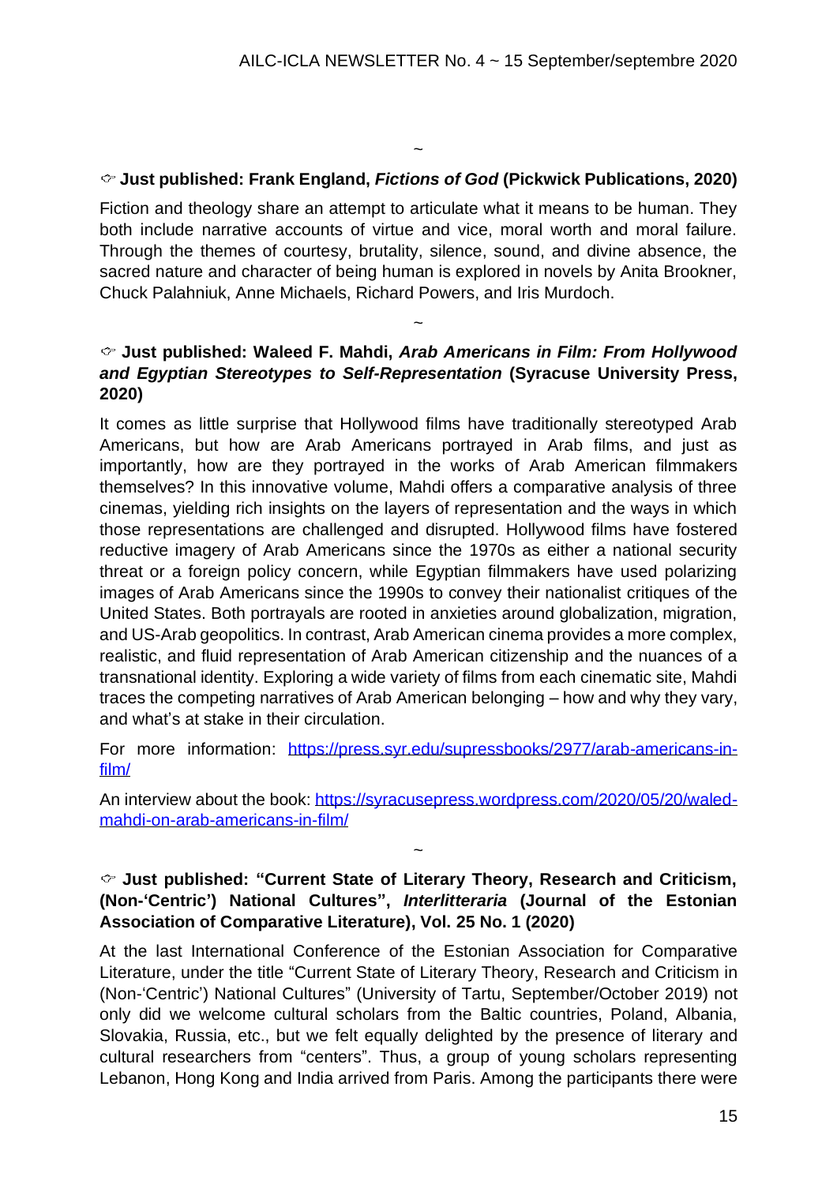~

☞ **Just published: Frank England, *Fictions of God* (Pickwick Publications, 2020)**

Fiction and theology share an attempt to articulate what it means to be human. They both include narrative accounts of virtue and vice, moral worth and moral failure. Through the themes of courtesy, brutality, silence, sound, and divine absence, the sacred nature and character of being human is explored in novels by Anita Brookner, Chuck Palahniuk, Anne Michaels, Richard Powers, and Iris Murdoch.

~

☞ **Just published: Waleed F. Mahdi, *Arab Americans in Film: From Hollywood and Egyptian Stereotypes to Self-Representation* (Syracuse University Press, 2020)**

It comes as little surprise that Hollywood films have traditionally stereotyped Arab Americans, but how are Arab Americans portrayed in Arab films, and just as importantly, how are they portrayed in the works of Arab American filmmakers themselves? In this innovative volume, Mahdi offers a comparative analysis of three cinemas, yielding rich insights on the layers of representation and the ways in which those representations are challenged and disrupted. Hollywood films have fostered reductive imagery of Arab Americans since the 1970s as either a national security threat or a foreign policy concern, while Egyptian filmmakers have used polarizing images of Arab Americans since the 1990s to convey their nationalist critiques of the United States. Both portrayals are rooted in anxieties around globalization, migration, and US-Arab geopolitics. In contrast, Arab American cinema provides a more complex, realistic, and fluid representation of Arab American citizenship and the nuances of a transnational identity. Exploring a wide variety of films from each cinematic site, Mahdi traces the competing narratives of Arab American belonging – how and why they vary, and what's at stake in their circulation.

For more information: [https://press.syr.edu/supressbooks/2977/arab-americans-in-film/](https://press.syr.edu/supressbooks/2977/arab-americans-in-film/)

An interview about the book: [https://syracusepress.wordpress.com/2020/05/20/waled-mahdi-on-arab-americans-in-film/](https://syracusepress.wordpress.com/2020/05/20/waled-mahdi-on-arab-americans-in-film/)

~

☞ **Just published: "Current State of Literary Theory, Research and Criticism, (Non-'Centric') National Cultures", *Interlitteraria* (Journal of the Estonian Association of Comparative Literature), Vol. 25 No. 1 (2020)**

At the last International Conference of the Estonian Association for Comparative Literature, under the title "Current State of Literary Theory, Research and Criticism in (Non-'Centric') National Cultures" (University of Tartu, September/October 2019) not only did we welcome cultural scholars from the Baltic countries, Poland, Albania, Slovakia, Russia, etc., but we felt equally delighted by the presence of literary and cultural researchers from "centers". Thus, a group of young scholars representing Lebanon, Hong Kong and India arrived from Paris. Among the participants there were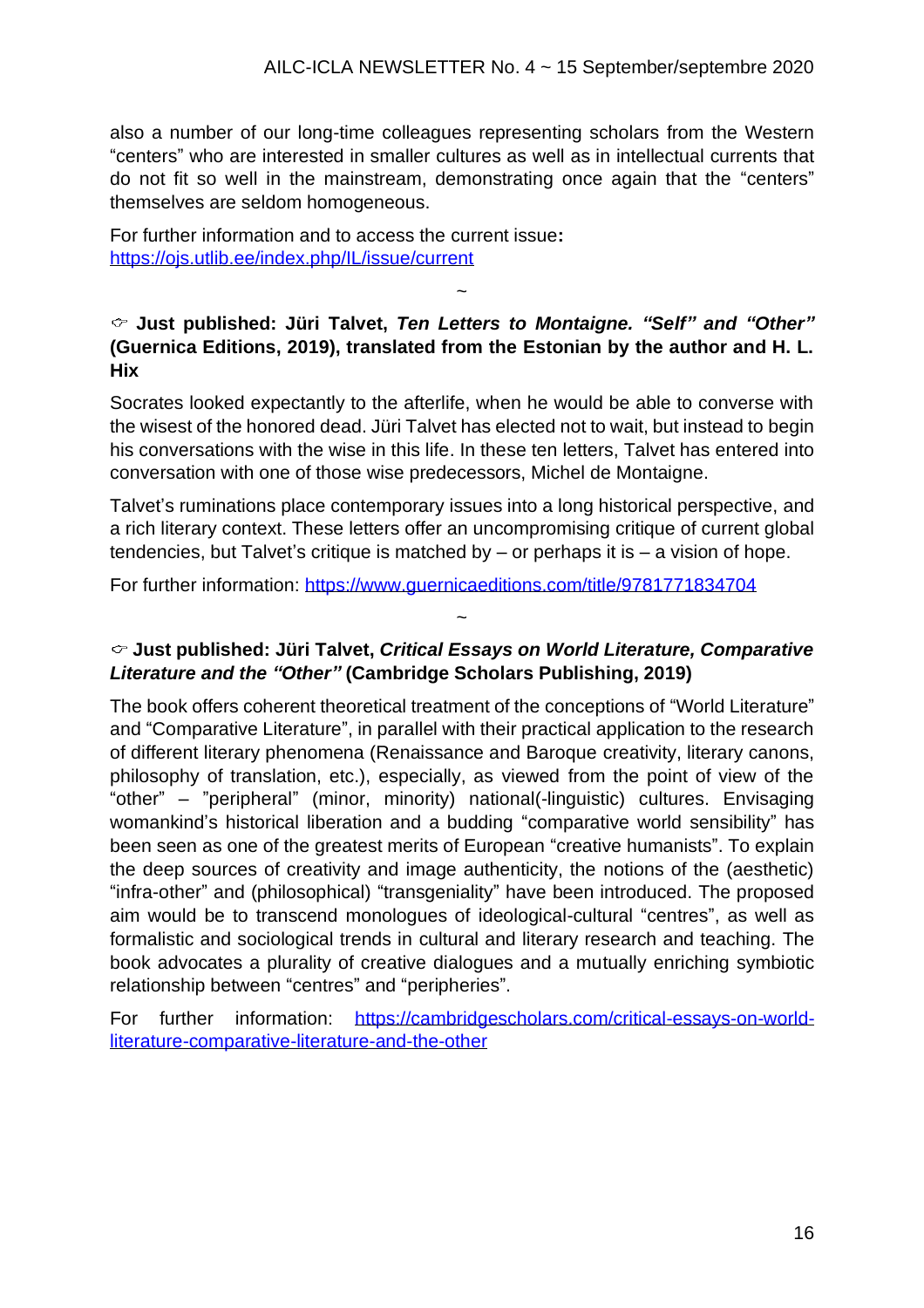also a number of our long-time colleagues representing scholars from the Western "centers" who are interested in smaller cultures as well as in intellectual currents that do not fit so well in the mainstream, demonstrating once again that the "centers" themselves are seldom homogeneous.

For further information and to access the current issue**:** https://ojs.utlib.ee/index.php/IL/issue/current

~

**☞ Just published: Jüri Talvet, *Ten Letters to Montaigne. "Self" and "Other"* (Guernica Editions, 2019), translated from the Estonian by the author and H. L. Hix**

Socrates looked expectantly to the afterlife, when he would be able to converse with the wisest of the honored dead. Jüri Talvet has elected not to wait, but instead to begin his conversations with the wise in this life. In these ten letters, Talvet has entered into conversation with one of those wise predecessors, Michel de Montaigne.

Talvet's ruminations place contemporary issues into a long historical perspective, and a rich literary context. These letters offer an uncompromising critique of current global tendencies, but Talvet's critique is matched by – or perhaps it is – a vision of hope.

For further information: https://www.guernicaeditions.com/title/9781771834704

~

**☞ Just published: Jüri Talvet, *Critical Essays on World Literature, Comparative Literature and the "Other"* (Cambridge Scholars Publishing, 2019)**

The book offers coherent theoretical treatment of the conceptions of "World Literature" and "Comparative Literature", in parallel with their practical application to the research of different literary phenomena (Renaissance and Baroque creativity, literary canons, philosophy of translation, etc.), especially, as viewed from the point of view of the "other" – "peripheral" (minor, minority) national(-linguistic) cultures. Envisaging womankind's historical liberation and a budding "comparative world sensibility" has been seen as one of the greatest merits of European "creative humanists". To explain the deep sources of creativity and image authenticity, the notions of the (aesthetic) "infra-other" and (philosophical) "transgeniality" have been introduced. The proposed aim would be to transcend monologues of ideological-cultural "centres", as well as formalistic and sociological trends in cultural and literary research and teaching. The book advocates a plurality of creative dialogues and a mutually enriching symbiotic relationship between "centres" and "peripheries".

For further information: https://cambridgescholars.com/critical-essays-on-world-literature-comparative-literature-and-the-other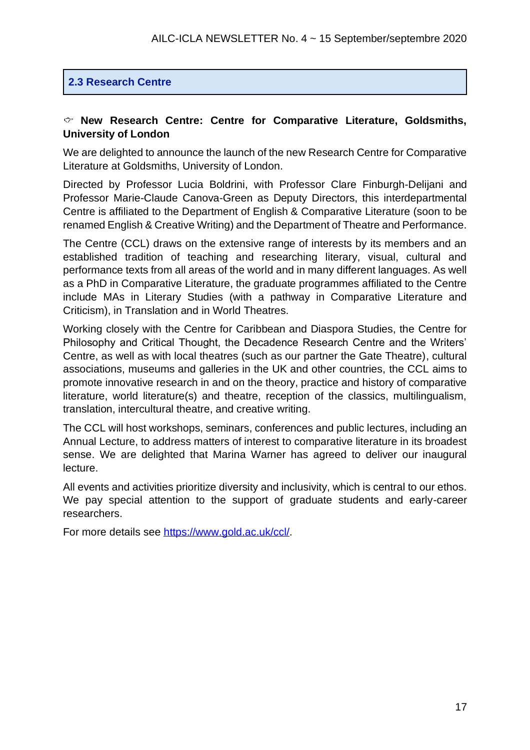## 2.3 Research Centre

☞ **New Research Centre: Centre for Comparative Literature, Goldsmiths, University of London**

We are delighted to announce the launch of the new Research Centre for Comparative Literature at Goldsmiths, University of London.

Directed by Professor Lucia Boldrini, with Professor Clare Finburgh-Delijani and Professor Marie-Claude Canova-Green as Deputy Directors, this interdepartmental Centre is affiliated to the Department of English & Comparative Literature (soon to be renamed English & Creative Writing) and the Department of Theatre and Performance.

The Centre (CCL) draws on the extensive range of interests by its members and an established tradition of teaching and researching literary, visual, cultural and performance texts from all areas of the world and in many different languages. As well as a PhD in Comparative Literature, the graduate programmes affiliated to the Centre include MAs in Literary Studies (with a pathway in Comparative Literature and Criticism), in Translation and in World Theatres.

Working closely with the Centre for Caribbean and Diaspora Studies, the Centre for Philosophy and Critical Thought, the Decadence Research Centre and the Writers' Centre, as well as with local theatres (such as our partner the Gate Theatre), cultural associations, museums and galleries in the UK and other countries, the CCL aims to promote innovative research in and on the theory, practice and history of comparative literature, world literature(s) and theatre, reception of the classics, multilingualism, translation, intercultural theatre, and creative writing.

The CCL will host workshops, seminars, conferences and public lectures, including an Annual Lecture, to address matters of interest to comparative literature in its broadest sense. We are delighted that Marina Warner has agreed to deliver our inaugural lecture.

All events and activities prioritize diversity and inclusivity, which is central to our ethos. We pay special attention to the support of graduate students and early-career researchers.

For more details see https://www.gold.ac.uk/ccl/.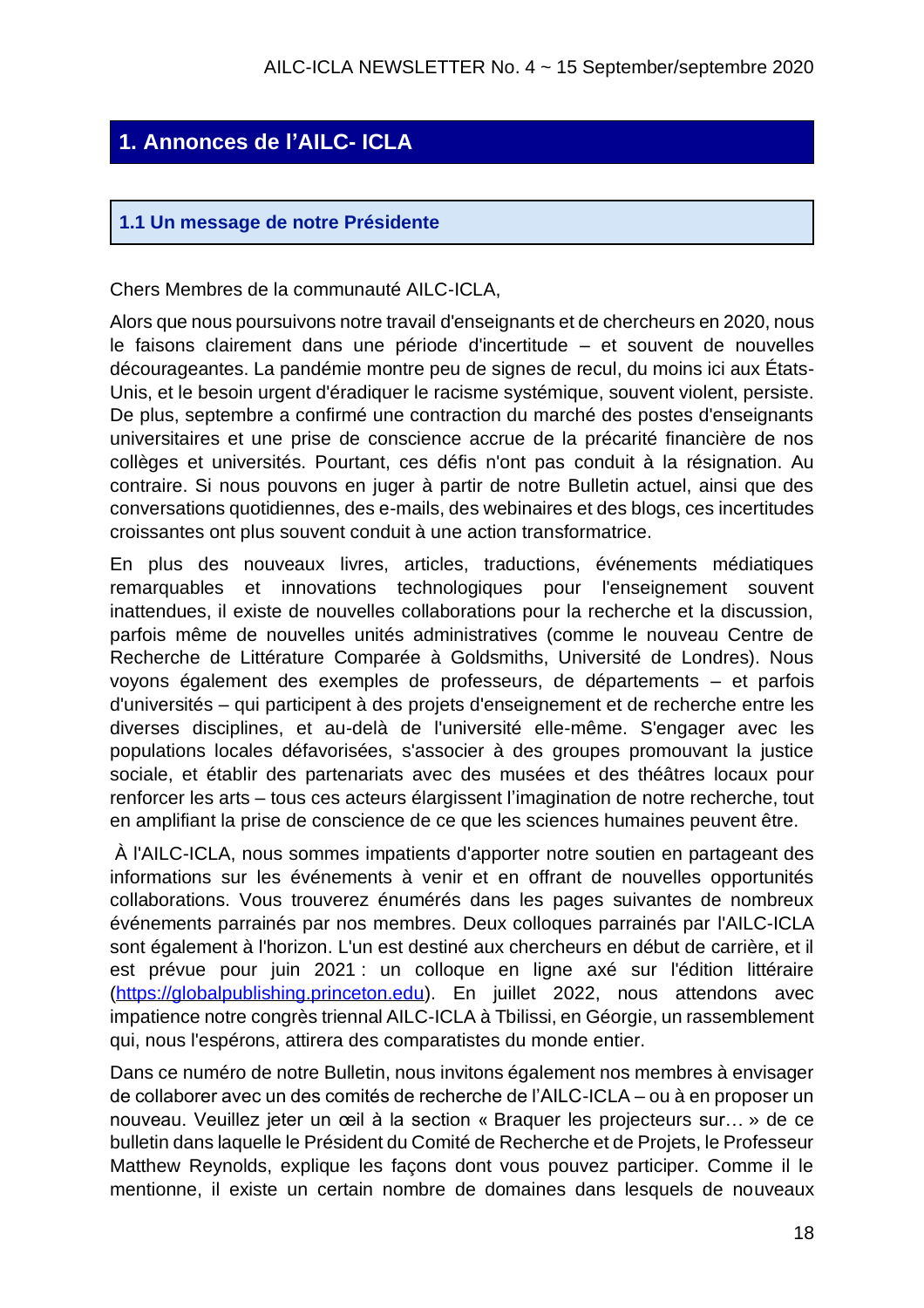# 1. Annonces de l'AILC- ICLA

## 1.1 Un message de notre Présidente

Chers Membres de la communauté AILC-ICLA,

Alors que nous poursuivons notre travail d'enseignants et de chercheurs en 2020, nous le faisons clairement dans une période d'incertitude – et souvent de nouvelles décourageantes. La pandémie montre peu de signes de recul, du moins ici aux États-Unis, et le besoin urgent d'éradiquer le racisme systémique, souvent violent, persiste. De plus, septembre a confirmé une contraction du marché des postes d'enseignants universitaires et une prise de conscience accrue de la précarité financière de nos collèges et universités. Pourtant, ces défis n'ont pas conduit à la résignation. Au contraire. Si nous pouvons en juger à partir de notre Bulletin actuel, ainsi que des conversations quotidiennes, des e-mails, des webinaires et des blogs, ces incertitudes croissantes ont plus souvent conduit à une action transformatrice.

En plus des nouveaux livres, articles, traductions, événements médiatiques remarquables et innovations technologiques pour l'enseignement souvent inattendues, il existe de nouvelles collaborations pour la recherche et la discussion, parfois même de nouvelles unités administratives (comme le nouveau Centre de Recherche de Littérature Comparée à Goldsmiths, Université de Londres). Nous voyons également des exemples de professeurs, de départements – et parfois d'universités – qui participent à des projets d'enseignement et de recherche entre les diverses disciplines, et au-delà de l'université elle-même. S'engager avec les populations locales défavorisées, s'associer à des groupes promouvant la justice sociale, et établir des partenariats avec des musées et des théâtres locaux pour renforcer les arts – tous ces acteurs élargissent l'imagination de notre recherche, tout en amplifiant la prise de conscience de ce que les sciences humaines peuvent être.

À l'AILC-ICLA, nous sommes impatients d'apporter notre soutien en partageant des informations sur les événements à venir et en offrant de nouvelles opportunités collaborations. Vous trouverez énumérés dans les pages suivantes de nombreux événements parrainés par nos membres. Deux colloques parrainés par l'AILC-ICLA sont également à l'horizon. L'un est destiné aux chercheurs en début de carrière, et il est prévue pour juin 2021 : un colloque en ligne axé sur l'édition littéraire (https://globalpublishing.princeton.edu). En juillet 2022, nous attendons avec impatience notre congrès triennal AILC-ICLA à Tbilissi, en Géorgie, un rassemblement qui, nous l'espérons, attirera des comparatistes du monde entier.

Dans ce numéro de notre Bulletin, nous invitons également nos membres à envisager de collaborer avec un des comités de recherche de l'AILC-ICLA – ou à en proposer un nouveau. Veuillez jeter un œil à la section « Braquer les projecteurs sur… » de ce bulletin dans laquelle le Président du Comité de Recherche et de Projets, le Professeur Matthew Reynolds, explique les façons dont vous pouvez participer. Comme il le mentionne, il existe un certain nombre de domaines dans lesquels de nouveaux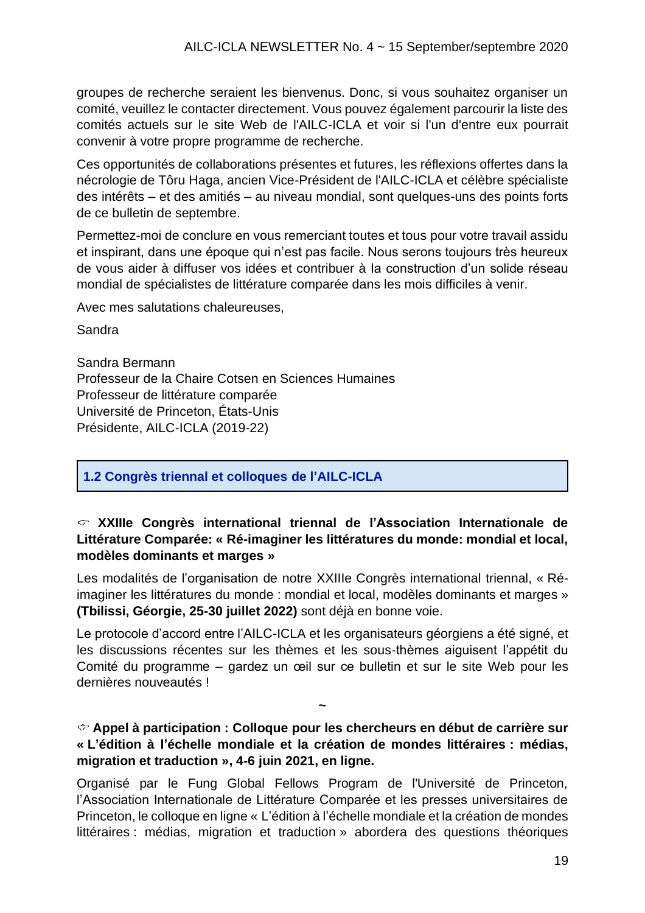groupes de recherche seraient les bienvenus. Donc, si vous souhaitez organiser un comité, veuillez le contacter directement. Vous pouvez également parcourir la liste des comités actuels sur le site Web de l'AILC-ICLA et voir si l'un d'entre eux pourrait convenir à votre propre programme de recherche.

Ces opportunités de collaborations présentes et futures, les réflexions offertes dans la nécrologie de Tôru Haga, ancien Vice-Président de l'AILC-ICLA et célèbre spécialiste des intérêts – et des amitiés – au niveau mondial, sont quelques-uns des points forts de ce bulletin de septembre.

Permettez-moi de conclure en vous remerciant toutes et tous pour votre travail assidu et inspirant, dans une époque qui n'est pas facile. Nous serons toujours très heureux de vous aider à diffuser vos idées et contribuer à la construction d'un solide réseau mondial de spécialistes de littérature comparée dans les mois difficiles à venir.

Avec mes salutations chaleureuses,

Sandra

Sandra Bermann
Professeur de la Chaire Cotsen en Sciences Humaines
Professeur de littérature comparée
Université de Princeton, États-Unis
Présidente, AILC-ICLA (2019-22)

## 1.2 Congrès triennal et colloques de l'AILC-ICLA

**☞ XXIIIe Congrès international triennal de l'Association Internationale de Littérature Comparée: « Ré-imaginer les littératures du monde: mondial et local, modèles dominants et marges »**

Les modalités de l'organisation de notre XXIIIe Congrès international triennal, « Ré-imaginer les littératures du monde : mondial et local, modèles dominants et marges » **(Tbilissi, Géorgie, 25-30 juillet 2022)** sont déjà en bonne voie.

Le protocole d'accord entre l'AILC-ICLA et les organisateurs géorgiens a été signé, et les discussions récentes sur les thèmes et les sous-thèmes aiguisent l'appétit du Comité du programme – gardez un œil sur ce bulletin et sur le site Web pour les dernières nouveautés !

~

**☞ Appel à participation : Colloque pour les chercheurs en début de carrière sur « L'édition à l'échelle mondiale et la création de mondes littéraires : médias, migration et traduction », 4-6 juin 2021, en ligne.**

Organisé par le Fung Global Fellows Program de l'Université de Princeton, l'Association Internationale de Littérature Comparée et les presses universitaires de Princeton, le colloque en ligne « L'édition à l'échelle mondiale et la création de mondes littéraires : médias, migration et traduction » abordera des questions théoriques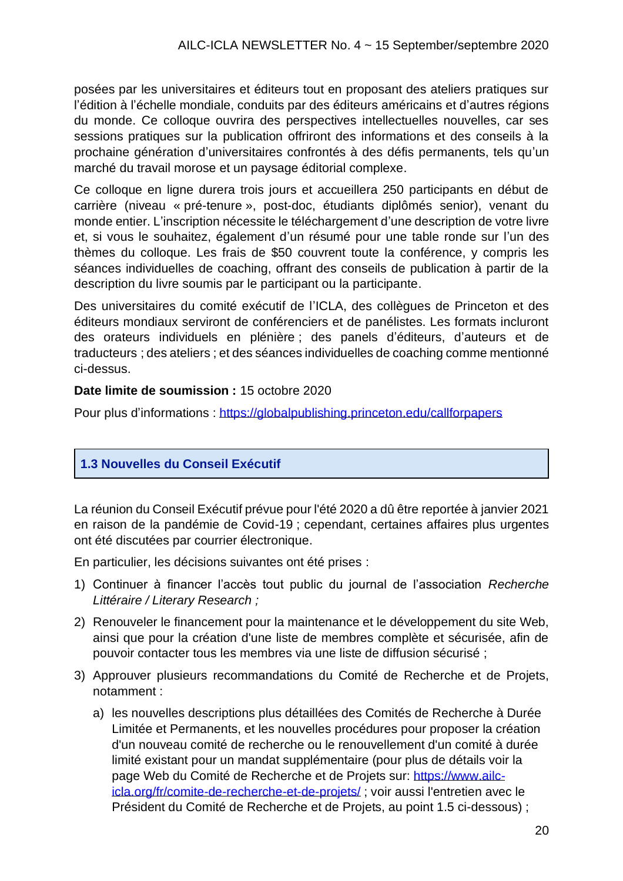posées par les universitaires et éditeurs tout en proposant des ateliers pratiques sur l'édition à l'échelle mondiale, conduits par des éditeurs américains et d'autres régions du monde. Ce colloque ouvrira des perspectives intellectuelles nouvelles, car ses sessions pratiques sur la publication offriront des informations et des conseils à la prochaine génération d'universitaires confrontés à des défis permanents, tels qu'un marché du travail morose et un paysage éditorial complexe.

Ce colloque en ligne durera trois jours et accueillera 250 participants en début de carrière (niveau « pré-tenure », post-doc, étudiants diplômés senior), venant du monde entier. L'inscription nécessite le téléchargement d'une description de votre livre et, si vous le souhaitez, également d'un résumé pour une table ronde sur l'un des thèmes du colloque. Les frais de $50 couvrent toute la conférence, y compris les séances individuelles de coaching, offrant des conseils de publication à partir de la description du livre soumis par le participant ou la participante.

Des universitaires du comité exécutif de l'ICLA, des collègues de Princeton et des éditeurs mondiaux serviront de conférenciers et de panélistes. Les formats incluront des orateurs individuels en plénière ; des panels d'éditeurs, d'auteurs et de traducteurs ; des ateliers ; et des séances individuelles de coaching comme mentionné ci-dessus.

**Date limite de soumission :** 15 octobre 2020

Pour plus d'informations : https://globalpublishing.princeton.edu/callforpapers

## 1.3 Nouvelles du Conseil Exécutif

La réunion du Conseil Exécutif prévue pour l'été 2020 a dû être reportée à janvier 2021 en raison de la pandémie de Covid-19 ; cependant, certaines affaires plus urgentes ont été discutées par courrier électronique.

En particulier, les décisions suivantes ont été prises :

1) Continuer à financer l'accès tout public du journal de l'association *Recherche Littéraire / Literary Research ;*
2) Renouveler le financement pour la maintenance et le développement du site Web, ainsi que pour la création d'une liste de membres complète et sécurisée, afin de pouvoir contacter tous les membres via une liste de diffusion sécurisé ;
3) Approuver plusieurs recommandations du Comité de Recherche et de Projets, notamment :
    a) les nouvelles descriptions plus détaillées des Comités de Recherche à Durée Limitée et Permanents, et les nouvelles procédures pour proposer la création d'un nouveau comité de recherche ou le renouvellement d'un comité à durée limité existant pour un mandat supplémentaire (pour plus de détails voir la page Web du Comité de Recherche et de Projets sur: https://www.ailc-icla.org/fr/comite-de-recherche-et-de-projets/ ; voir aussi l'entretien avec le Président du Comité de Recherche et de Projets, au point 1.5 ci-dessous) ;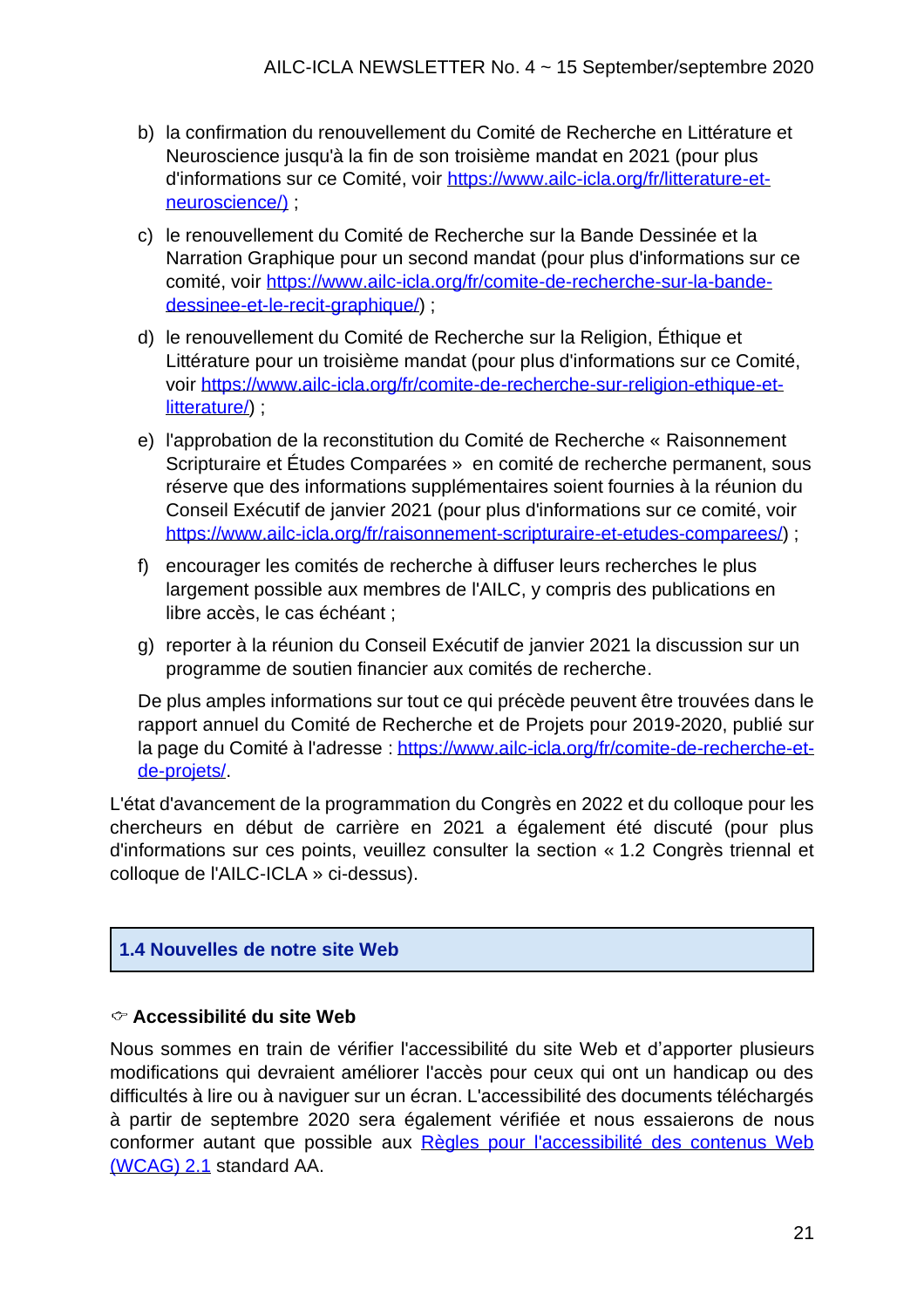b) la confirmation du renouvellement du Comité de Recherche en Littérature et Neuroscience jusqu'à la fin de son troisième mandat en 2021 (pour plus d'informations sur ce Comité, voir [https://www.ailc-icla.org/fr/litterature-et-neuroscience/)](https://www.ailc-icla.org/fr/litterature-et-neuroscience/) ;

c) le renouvellement du Comité de Recherche sur la Bande Dessinée et la Narration Graphique pour un second mandat (pour plus d'informations sur ce comité, voir [https://www.ailc-icla.org/fr/comite-de-recherche-sur-la-bande-dessinee-et-le-recit-graphique/](https://www.ailc-icla.org/fr/comite-de-recherche-sur-la-bande-dessinee-et-le-recit-graphique/)) ;

d) le renouvellement du Comité de Recherche sur la Religion, Éthique et Littérature pour un troisième mandat (pour plus d'informations sur ce Comité, voir [https://www.ailc-icla.org/fr/comite-de-recherche-sur-religion-ethique-et-litterature/](https://www.ailc-icla.org/fr/comite-de-recherche-sur-religion-ethique-et-litterature/)) ;

e) l'approbation de la reconstitution du Comité de Recherche « Raisonnement Scripturaire et Études Comparées » en comité de recherche permanent, sous réserve que des informations supplémentaires soient fournies à la réunion du Conseil Exécutif de janvier 2021 (pour plus d'informations sur ce comité, voir [https://www.ailc-icla.org/fr/raisonnement-scripturaire-et-etudes-comparees/](https://www.ailc-icla.org/fr/raisonnement-scripturaire-et-etudes-comparees/)) ;

f) encourager les comités de recherche à diffuser leurs recherches le plus largement possible aux membres de l'AILC, y compris des publications en libre accès, le cas échéant ;

g) reporter à la réunion du Conseil Exécutif de janvier 2021 la discussion sur un programme de soutien financier aux comités de recherche.

De plus amples informations sur tout ce qui précède peuvent être trouvées dans le rapport annuel du Comité de Recherche et de Projets pour 2019-2020, publié sur la page du Comité à l'adresse : [https://www.ailc-icla.org/fr/comite-de-recherche-et-de-projets/](https://www.ailc-icla.org/fr/comite-de-recherche-et-de-projets/).

L'état d'avancement de la programmation du Congrès en 2022 et du colloque pour les chercheurs en début de carrière en 2021 a également été discuté (pour plus d'informations sur ces points, veuillez consulter la section « 1.2 Congrès triennal et colloque de l'AILC-ICLA » ci-dessus).

## 1.4 Nouvelles de notre site Web

### Accessibilité du site Web

Nous sommes en train de vérifier l'accessibilité du site Web et d'apporter plusieurs modifications qui devraient améliorer l'accès pour ceux qui ont un handicap ou des difficultés à lire ou à naviguer sur un écran. L'accessibilité des documents téléchargés à partir de septembre 2020 sera également vérifiée et nous essaierons de nous conformer autant que possible aux Règles pour l'accessibilité des contenus Web (WCAG) 2.1 standard AA.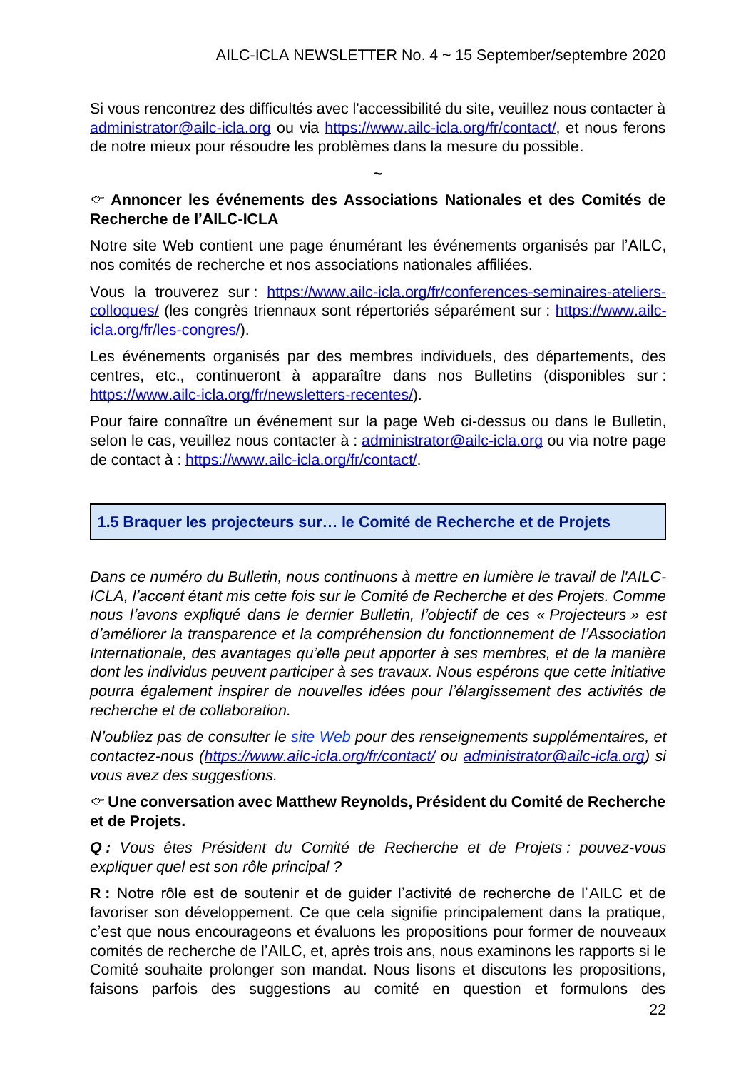Si vous rencontrez des difficultés avec l'accessibilité du site, veuillez nous contacter à administrator@ailc-icla.org ou via https://www.ailc-icla.org/fr/contact/, et nous ferons de notre mieux pour résoudre les problèmes dans la mesure du possible.

~

☞ **Annoncer les événements des Associations Nationales et des Comités de Recherche de l'AILC-ICLA**

Notre site Web contient une page énumérant les événements organisés par l'AILC, nos comités de recherche et nos associations nationales affiliées.

Vous la trouverez sur : https://www.ailc-icla.org/fr/conferences-seminaires-ateliers-colloques/ (les congrès triennaux sont répertoriés séparément sur : https://www.ailc-icla.org/fr/les-congres/).

Les événements organisés par des membres individuels, des départements, des centres, etc., continueront à apparaître dans nos Bulletins (disponibles sur : https://www.ailc-icla.org/fr/newsletters-recentes/).

Pour faire connaître un événement sur la page Web ci-dessus ou dans le Bulletin, selon le cas, veuillez nous contacter à : administrator@ailc-icla.org ou via notre page de contact à : https://www.ailc-icla.org/fr/contact/.

## 1.5 Braquer les projecteurs sur… le Comité de Recherche et de Projets

*Dans ce numéro du Bulletin, nous continuons à mettre en lumière le travail de l'AILC-ICLA, l'accent étant mis cette fois sur le Comité de Recherche et des Projets. Comme nous l'avons expliqué dans le dernier Bulletin, l'objectif de ces « Projecteurs » est d'améliorer la transparence et la compréhension du fonctionnement de l'Association Internationale, des avantages qu'elle peut apporter à ses membres, et de la manière dont les individus peuvent participer à ses travaux. Nous espérons que cette initiative pourra également inspirer de nouvelles idées pour l'élargissement des activités de recherche et de collaboration.*

*N'oubliez pas de consulter le site Web pour des renseignements supplémentaires, et contactez-nous (https://www.ailc-icla.org/fr/contact/ ou administrator@ailc-icla.org) si vous avez des suggestions.*

☞ **Une conversation avec Matthew Reynolds, Président du Comité de Recherche et de Projets.**

***Q :*** *Vous êtes Président du Comité de Recherche et de Projets : pouvez-vous expliquer quel est son rôle principal ?*

**R :** Notre rôle est de soutenir et de guider l'activité de recherche de l'AILC et de favoriser son développement. Ce que cela signifie principalement dans la pratique, c'est que nous encourageons et évaluons les propositions pour former de nouveaux comités de recherche de l'AILC, et, après trois ans, nous examinons les rapports si le Comité souhaite prolonger son mandat. Nous lisons et discutons les propositions, faisons parfois des suggestions au comité en question et formulons des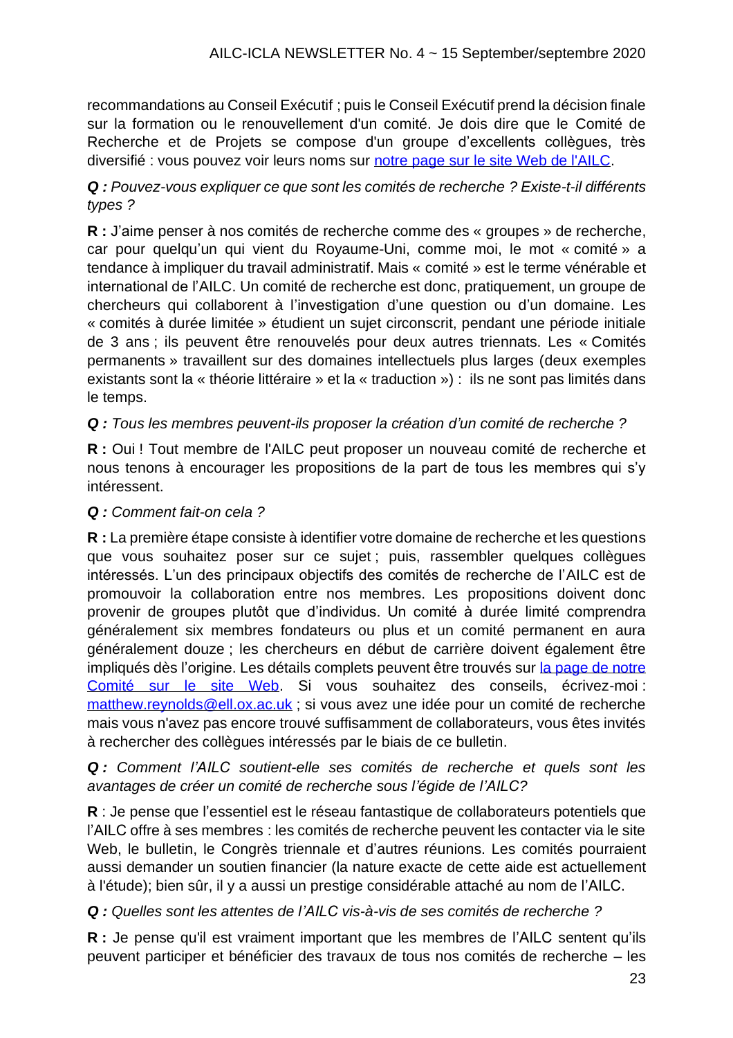recommandations au Conseil Exécutif ; puis le Conseil Exécutif prend la décision finale sur la formation ou le renouvellement d'un comité. Je dois dire que le Comité de Recherche et de Projets se compose d'un groupe d'excellents collègues, très diversifié : vous pouvez voir leurs noms sur [notre page sur le site Web de l'AILC](#).

***Q :*** *Pouvez-vous expliquer ce que sont les comités de recherche ? Existe-t-il différents types ?*

**R :** J'aime penser à nos comités de recherche comme des « groupes » de recherche, car pour quelqu'un qui vient du Royaume-Uni, comme moi, le mot « comité » a tendance à impliquer du travail administratif. Mais « comité » est le terme vénérable et international de l'AILC. Un comité de recherche est donc, pratiquement, un groupe de chercheurs qui collaborent à l'investigation d'une question ou d'un domaine. Les « comités à durée limitée » étudient un sujet circonscrit, pendant une période initiale de 3 ans ; ils peuvent être renouvelés pour deux autres triennats. Les « Comités permanents » travaillent sur des domaines intellectuels plus larges (deux exemples existants sont la « théorie littéraire » et la « traduction ») : ils ne sont pas limités dans le temps.

***Q :*** *Tous les membres peuvent-ils proposer la création d'un comité de recherche ?*

**R :** Oui ! Tout membre de l'AILC peut proposer un nouveau comité de recherche et nous tenons à encourager les propositions de la part de tous les membres qui s'y intéressent.

***Q :*** *Comment fait-on cela ?*

**R :** La première étape consiste à identifier votre domaine de recherche et les questions que vous souhaitez poser sur ce sujet ; puis, rassembler quelques collègues intéressés. L'un des principaux objectifs des comités de recherche de l'AILC est de promouvoir la collaboration entre nos membres. Les propositions doivent donc provenir de groupes plutôt que d'individus. Un comité à durée limité comprendra généralement six membres fondateurs ou plus et un comité permanent en aura généralement douze ; les chercheurs en début de carrière doivent également être impliqués dès l'origine. Les détails complets peuvent être trouvés sur [la page de notre Comité sur le site Web](#). Si vous souhaitez des conseils, écrivez-moi : [matthew.reynolds@ell.ox.ac.uk](mailto:matthew.reynolds@ell.ox.ac.uk) ; si vous avez une idée pour un comité de recherche mais vous n'avez pas encore trouvé suffisamment de collaborateurs, vous êtes invités à rechercher des collègues intéressés par le biais de ce bulletin.

***Q :*** *Comment l'AILC soutient-elle ses comités de recherche et quels sont les avantages de créer un comité de recherche sous l'égide de l'AILC?*

**R** : Je pense que l'essentiel est le réseau fantastique de collaborateurs potentiels que l'AILC offre à ses membres : les comités de recherche peuvent les contacter via le site Web, le bulletin, le Congrès triennale et d'autres réunions. Les comités pourraient aussi demander un soutien financier (la nature exacte de cette aide est actuellement à l'étude); bien sûr, il y a aussi un prestige considérable attaché au nom de l'AILC.

***Q :*** *Quelles sont les attentes de l'AILC vis-à-vis de ses comités de recherche ?*

**R :** Je pense qu'il est vraiment important que les membres de l'AILC sentent qu'ils peuvent participer et bénéficier des travaux de tous nos comités de recherche – les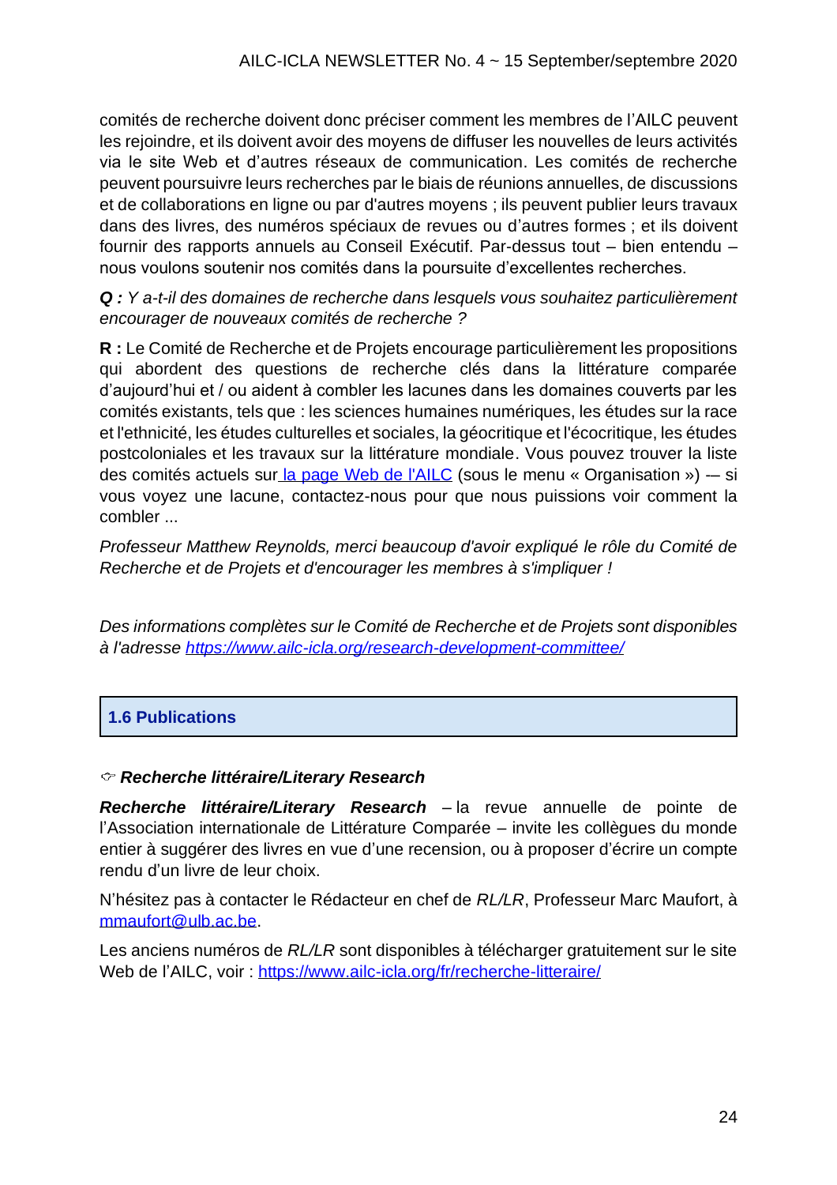comités de recherche doivent donc préciser comment les membres de l'AILC peuvent les rejoindre, et ils doivent avoir des moyens de diffuser les nouvelles de leurs activités via le site Web et d'autres réseaux de communication. Les comités de recherche peuvent poursuivre leurs recherches par le biais de réunions annuelles, de discussions et de collaborations en ligne ou par d'autres moyens ; ils peuvent publier leurs travaux dans des livres, des numéros spéciaux de revues ou d'autres formes ; et ils doivent fournir des rapports annuels au Conseil Exécutif. Par-dessus tout – bien entendu – nous voulons soutenir nos comités dans la poursuite d'excellentes recherches.

***Q :*** *Y a-t-il des domaines de recherche dans lesquels vous souhaitez particulièrement encourager de nouveaux comités de recherche ?*

**R :** Le Comité de Recherche et de Projets encourage particulièrement les propositions qui abordent des questions de recherche clés dans la littérature comparée d'aujourd'hui et / ou aident à combler les lacunes dans les domaines couverts par les comités existants, tels que : les sciences humaines numériques, les études sur la race et l'ethnicité, les études culturelles et sociales, la géocritique et l'écocritique, les études postcoloniales et les travaux sur la littérature mondiale. Vous pouvez trouver la liste des comités actuels sur la page Web de l'AILC (sous le menu « Organisation ») -– si vous voyez une lacune, contactez-nous pour que nous puissions voir comment la combler ...

*Professeur Matthew Reynolds, merci beaucoup d'avoir expliqué le rôle du Comité de Recherche et de Projets et d'encourager les membres à s'impliquer !*

*Des informations complètes sur le Comité de Recherche et de Projets sont disponibles à l'adresse https://www.ailc-icla.org/research-development-committee/*

## 1.6 Publications

### ☞ *Recherche littéraire/Literary Research*

***Recherche littéraire/Literary Research*** – la revue annuelle de pointe de l'Association internationale de Littérature Comparée – invite les collègues du monde entier à suggérer des livres en vue d'une recension, ou à proposer d'écrire un compte rendu d'un livre de leur choix.

N'hésitez pas à contacter le Rédacteur en chef de *RL/LR*, Professeur Marc Maufort, à mmaufort@ulb.ac.be.

Les anciens numéros de *RL/LR* sont disponibles à télécharger gratuitement sur le site Web de l'AILC, voir : https://www.ailc-icla.org/fr/recherche-litteraire/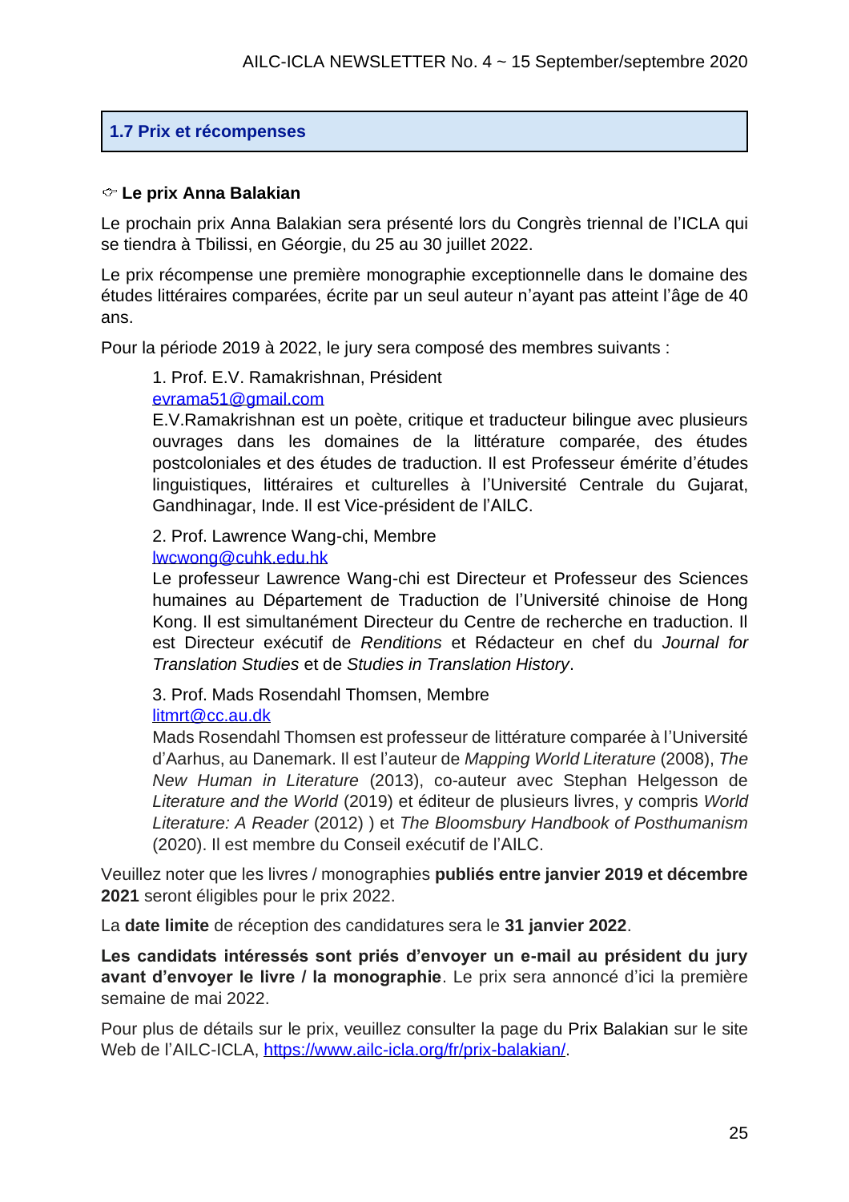## 1.7 Prix et récompenses

👉 **Le prix Anna Balakian**

Le prochain prix Anna Balakian sera présenté lors du Congrès triennal de l'ICLA qui se tiendra à Tbilissi, en Géorgie, du 25 au 30 juillet 2022.

Le prix récompense une première monographie exceptionnelle dans le domaine des études littéraires comparées, écrite par un seul auteur n'ayant pas atteint l'âge de 40 ans.

Pour la période 2019 à 2022, le jury sera composé des membres suivants :

1. Prof. E.V. Ramakrishnan, Président
   evrama51@gmail.com
   E.V.Ramakrishnan est un poète, critique et traducteur bilingue avec plusieurs ouvrages dans les domaines de la littérature comparée, des études postcoloniales et des études de traduction. Il est Professeur émérite d'études linguistiques, littéraires et culturelles à l'Université Centrale du Gujarat, Gandhinagar, Inde. Il est Vice-président de l'AILC.

2. Prof. Lawrence Wang-chi, Membre
   lwcwong@cuhk.edu.hk
   Le professeur Lawrence Wang-chi est Directeur et Professeur des Sciences humaines au Département de Traduction de l'Université chinoise de Hong Kong. Il est simultanément Directeur du Centre de recherche en traduction. Il est Directeur exécutif de *Renditions* et Rédacteur en chef du *Journal for Translation Studies* et de *Studies in Translation History*.

3. Prof. Mads Rosendahl Thomsen, Membre
   litmrt@cc.au.dk
   Mads Rosendahl Thomsen est professeur de littérature comparée à l'Université d'Aarhus, au Danemark. Il est l'auteur de *Mapping World Literature* (2008), *The New Human in Literature* (2013), co-auteur avec Stephan Helgesson de *Literature and the World* (2019) et éditeur de plusieurs livres, y compris *World Literature: A Reader* (2012) ) et *The Bloomsbury Handbook of Posthumanism* (2020). Il est membre du Conseil exécutif de l'AILC.

Veuillez noter que les livres / monographies **publiés entre janvier 2019 et décembre 2021** seront éligibles pour le prix 2022.

La **date limite** de réception des candidatures sera le **31 janvier 2022**.

**Les candidats intéressés sont priés d'envoyer un e-mail au président du jury avant d'envoyer le livre / la monographie**. Le prix sera annoncé d'ici la première semaine de mai 2022.

Pour plus de détails sur le prix, veuillez consulter la page du Prix Balakian sur le site Web de l'AILC-ICLA, https://www.ailc-icla.org/fr/prix-balakian/.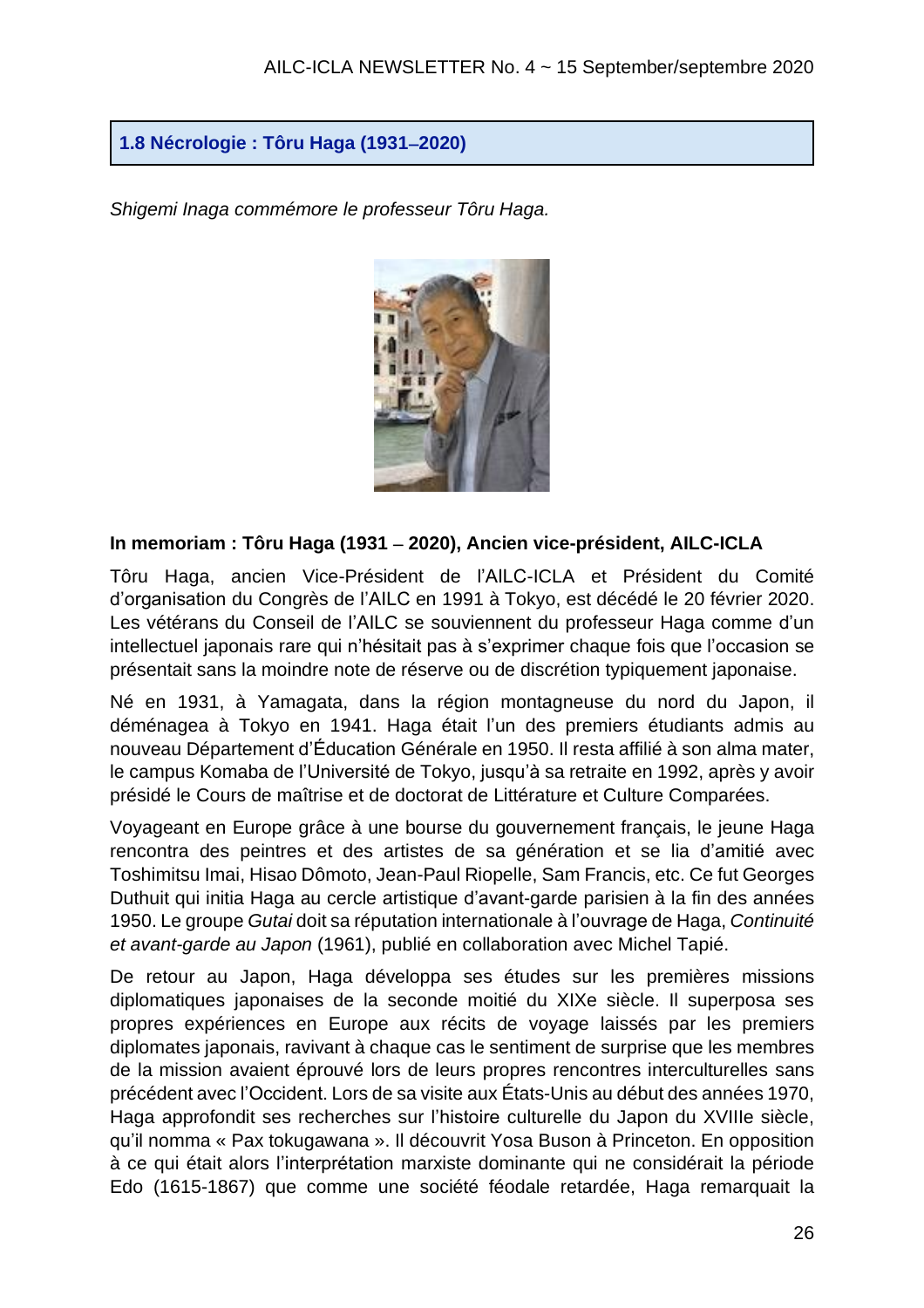## 1.8 Nécrologie : Tôru Haga (1931–2020)

*Shigemi Inaga commémore le professeur Tôru Haga.*

**In memoriam : Tôru Haga (1931 – 2020), Ancien vice-président, AILC-ICLA**

Tôru Haga, ancien Vice-Président de l'AILC-ICLA et Président du Comité d'organisation du Congrès de l'AILC en 1991 à Tokyo, est décédé le 20 février 2020. Les vétérans du Conseil de l'AILC se souviennent du professeur Haga comme d'un intellectuel japonais rare qui n'hésitait pas à s'exprimer chaque fois que l'occasion se présentait sans la moindre note de réserve ou de discrétion typiquement japonaise.

Né en 1931, à Yamagata, dans la région montagneuse du nord du Japon, il déménagea à Tokyo en 1941. Haga était l'un des premiers étudiants admis au nouveau Département d'Éducation Générale en 1950. Il resta affilié à son alma mater, le campus Komaba de l'Université de Tokyo, jusqu'à sa retraite en 1992, après y avoir présidé le Cours de maîtrise et de doctorat de Littérature et Culture Comparées.

Voyageant en Europe grâce à une bourse du gouvernement français, le jeune Haga rencontra des peintres et des artistes de sa génération et se lia d'amitié avec Toshimitsu Imai, Hisao Dômoto, Jean-Paul Riopelle, Sam Francis, etc. Ce fut Georges Duthuit qui initia Haga au cercle artistique d'avant-garde parisien à la fin des années 1950. Le groupe *Gutai* doit sa réputation internationale à l'ouvrage de Haga, *Continuité et avant-garde au Japon* (1961), publié en collaboration avec Michel Tapié.

De retour au Japon, Haga développa ses études sur les premières missions diplomatiques japonaises de la seconde moitié du XIXe siècle. Il superposa ses propres expériences en Europe aux récits de voyage laissés par les premiers diplomates japonais, ravivant à chaque cas le sentiment de surprise que les membres de la mission avaient éprouvé lors de leurs propres rencontres interculturelles sans précédent avec l'Occident. Lors de sa visite aux États-Unis au début des années 1970, Haga approfondit ses recherches sur l'histoire culturelle du Japon du XVIIIe siècle, qu'il nomma « Pax tokugawana ». Il découvrit Yosa Buson à Princeton. En opposition à ce qui était alors l'interprétation marxiste dominante qui ne considérait la période Edo (1615-1867) que comme une société féodale retardée, Haga remarquait la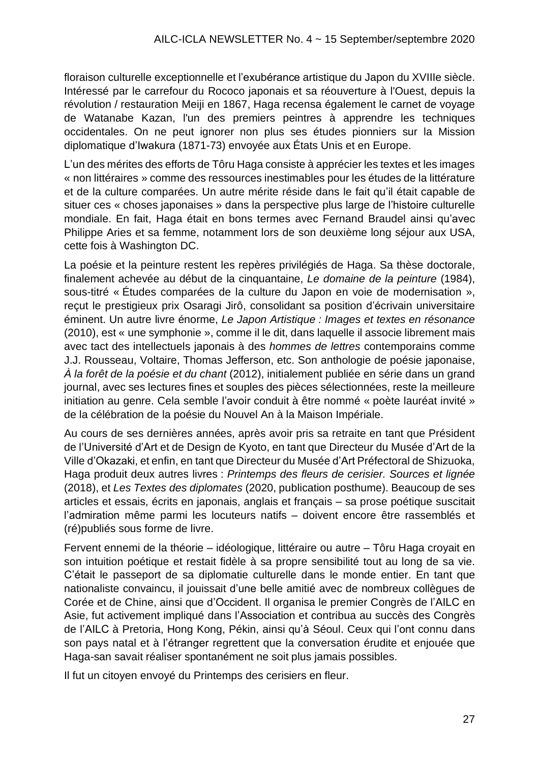floraison culturelle exceptionnelle et l'exubérance artistique du Japon du XVIIIe siècle. Intéressé par le carrefour du Rococo japonais et sa réouverture à l'Ouest, depuis la révolution / restauration Meiji en 1867, Haga recensa également le carnet de voyage de Watanabe Kazan, l'un des premiers peintres à apprendre les techniques occidentales. On ne peut ignorer non plus ses études pionniers sur la Mission diplomatique d'Iwakura (1871-73) envoyée aux États Unis et en Europe.

L'un des mérites des efforts de Tôru Haga consiste à apprécier les textes et les images « non littéraires » comme des ressources inestimables pour les études de la littérature et de la culture comparées. Un autre mérite réside dans le fait qu'il était capable de situer ces « choses japonaises » dans la perspective plus large de l'histoire culturelle mondiale. En fait, Haga était en bons termes avec Fernand Braudel ainsi qu'avec Philippe Aries et sa femme, notamment lors de son deuxième long séjour aux USA, cette fois à Washington DC.

La poésie et la peinture restent les repères privilégiés de Haga. Sa thèse doctorale, finalement achevée au début de la cinquantaine, *Le domaine de la peinture* (1984), sous-titré « Études comparées de la culture du Japon en voie de modernisation », reçut le prestigieux prix Osaragi Jirô, consolidant sa position d'écrivain universitaire éminent. Un autre livre énorme, *Le Japon Artistique : Images et textes en résonance* (2010), est « une symphonie », comme il le dit, dans laquelle il associe librement mais avec tact des intellectuels japonais à des *hommes de lettres* contemporains comme J.J. Rousseau, Voltaire, Thomas Jefferson, etc. Son anthologie de poésie japonaise, *À la forêt de la poésie et du chant* (2012), initialement publiée en série dans un grand journal, avec ses lectures fines et souples des pièces sélectionnées, reste la meilleure initiation au genre. Cela semble l'avoir conduit à être nommé « poète lauréat invité » de la célébration de la poésie du Nouvel An à la Maison Impériale.

Au cours de ses dernières années, après avoir pris sa retraite en tant que Président de l'Université d'Art et de Design de Kyoto, en tant que Directeur du Musée d'Art de la Ville d'Okazaki, et enfin, en tant que Directeur du Musée d'Art Préfectoral de Shizuoka, Haga produit deux autres livres : *Printemps des fleurs de cerisier. Sources et lignée* (2018), et *Les Textes des diplomates* (2020, publication posthume). Beaucoup de ses articles et essais, écrits en japonais, anglais et français – sa prose poétique suscitait l'admiration même parmi les locuteurs natifs – doivent encore être rassemblés et (ré)publiés sous forme de livre.

Fervent ennemi de la théorie – idéologique, littéraire ou autre – Tôru Haga croyait en son intuition poétique et restait fidèle à sa propre sensibilité tout au long de sa vie. C'était le passeport de sa diplomatie culturelle dans le monde entier. En tant que nationaliste convaincu, il jouissait d'une belle amitié avec de nombreux collègues de Corée et de Chine, ainsi que d'Occident. Il organisa le premier Congrès de l'AILC en Asie, fut activement impliqué dans l'Association et contribua au succès des Congrès de l'AILC à Pretoria, Hong Kong, Pékin, ainsi qu'à Séoul. Ceux qui l'ont connu dans son pays natal et à l'étranger regrettent que la conversation érudite et enjouée que Haga-san savait réaliser spontanément ne soit plus jamais possibles.

Il fut un citoyen envoyé du Printemps des cerisiers en fleur.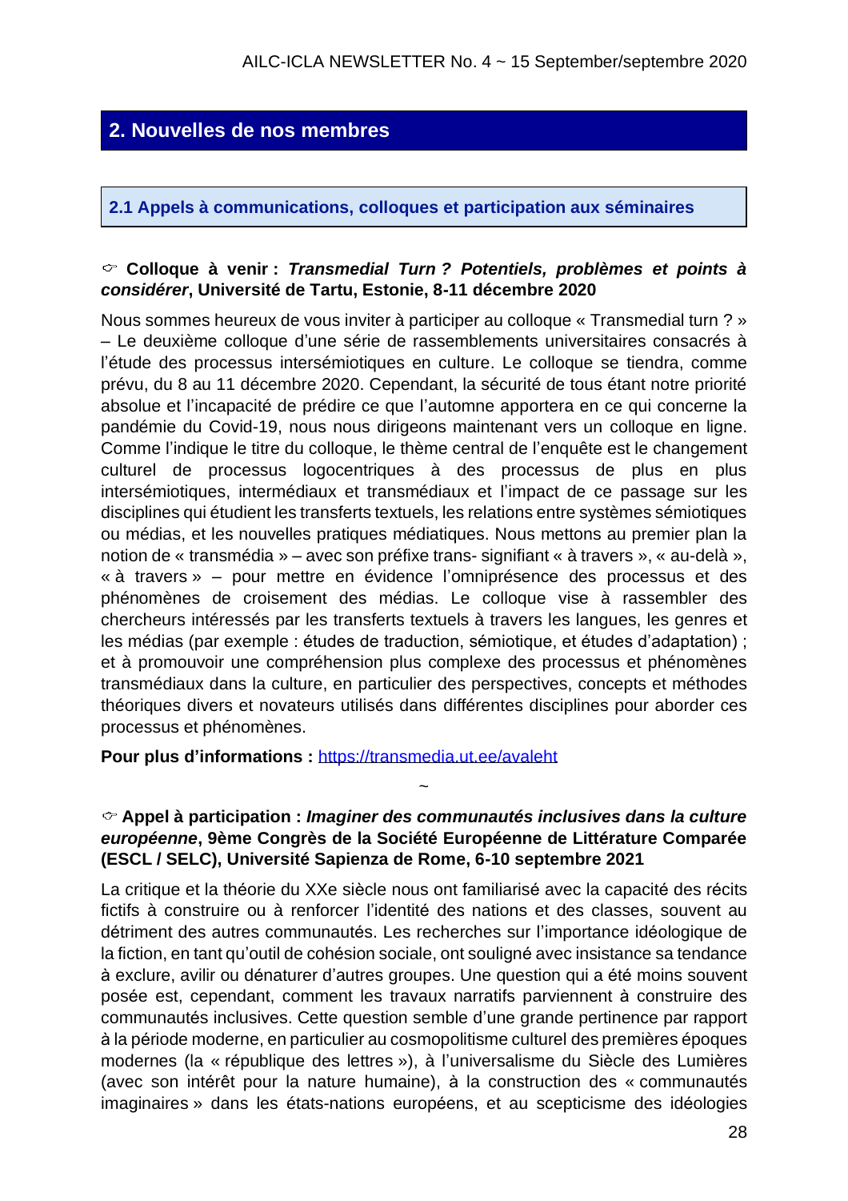## 2. Nouvelles de nos membres

### 2.1 Appels à communications, colloques et participation aux séminaires

☞ **Colloque à venir : *Transmedial Turn ? Potentiels, problèmes et points à considérer*, Université de Tartu, Estonie, 8-11 décembre 2020**

Nous sommes heureux de vous inviter à participer au colloque « Transmedial turn ? » – Le deuxième colloque d'une série de rassemblements universitaires consacrés à l'étude des processus intersémiotiques en culture. Le colloque se tiendra, comme prévu, du 8 au 11 décembre 2020. Cependant, la sécurité de tous étant notre priorité absolue et l'incapacité de prédire ce que l'automne apportera en ce qui concerne la pandémie du Covid-19, nous nous dirigeons maintenant vers un colloque en ligne. Comme l'indique le titre du colloque, le thème central de l'enquête est le changement culturel de processus logocentriques à des processus de plus en plus intersémiotiques, intermédiaux et transmédiaux et l'impact de ce passage sur les disciplines qui étudient les transferts textuels, les relations entre systèmes sémiotiques ou médias, et les nouvelles pratiques médiatiques. Nous mettons au premier plan la notion de « transmédia » – avec son préfixe trans- signifiant « à travers », « au-delà », « à travers » – pour mettre en évidence l'omniprésence des processus et des phénomènes de croisement des médias. Le colloque vise à rassembler des chercheurs intéressés par les transferts textuels à travers les langues, les genres et les médias (par exemple : études de traduction, sémiotique, et études d'adaptation) ; et à promouvoir une compréhension plus complexe des processus et phénomènes transmédiaux dans la culture, en particulier des perspectives, concepts et méthodes théoriques divers et novateurs utilisés dans différentes disciplines pour aborder ces processus et phénomènes.

**Pour plus d'informations :** [https://transmedia.ut.ee/avaleht](https://transmedia.ut.ee/avaleht)

~

☞ **Appel à participation : *Imaginer des communautés inclusives dans la culture européenne*, 9ème Congrès de la Société Européenne de Littérature Comparée (ESCL / SELC), Université Sapienza de Rome, 6-10 septembre 2021**

La critique et la théorie du XXe siècle nous ont familiarisé avec la capacité des récits fictifs à construire ou à renforcer l'identité des nations et des classes, souvent au détriment des autres communautés. Les recherches sur l'importance idéologique de la fiction, en tant qu'outil de cohésion sociale, ont souligné avec insistance sa tendance à exclure, avilir ou dénaturer d'autres groupes. Une question qui a été moins souvent posée est, cependant, comment les travaux narratifs parviennent à construire des communautés inclusives. Cette question semble d'une grande pertinence par rapport à la période moderne, en particulier au cosmopolitisme culturel des premières époques modernes (la « république des lettres »), à l'universalisme du Siècle des Lumières (avec son intérêt pour la nature humaine), à la construction des « communautés imaginaires » dans les états-nations européens, et au scepticisme des idéologies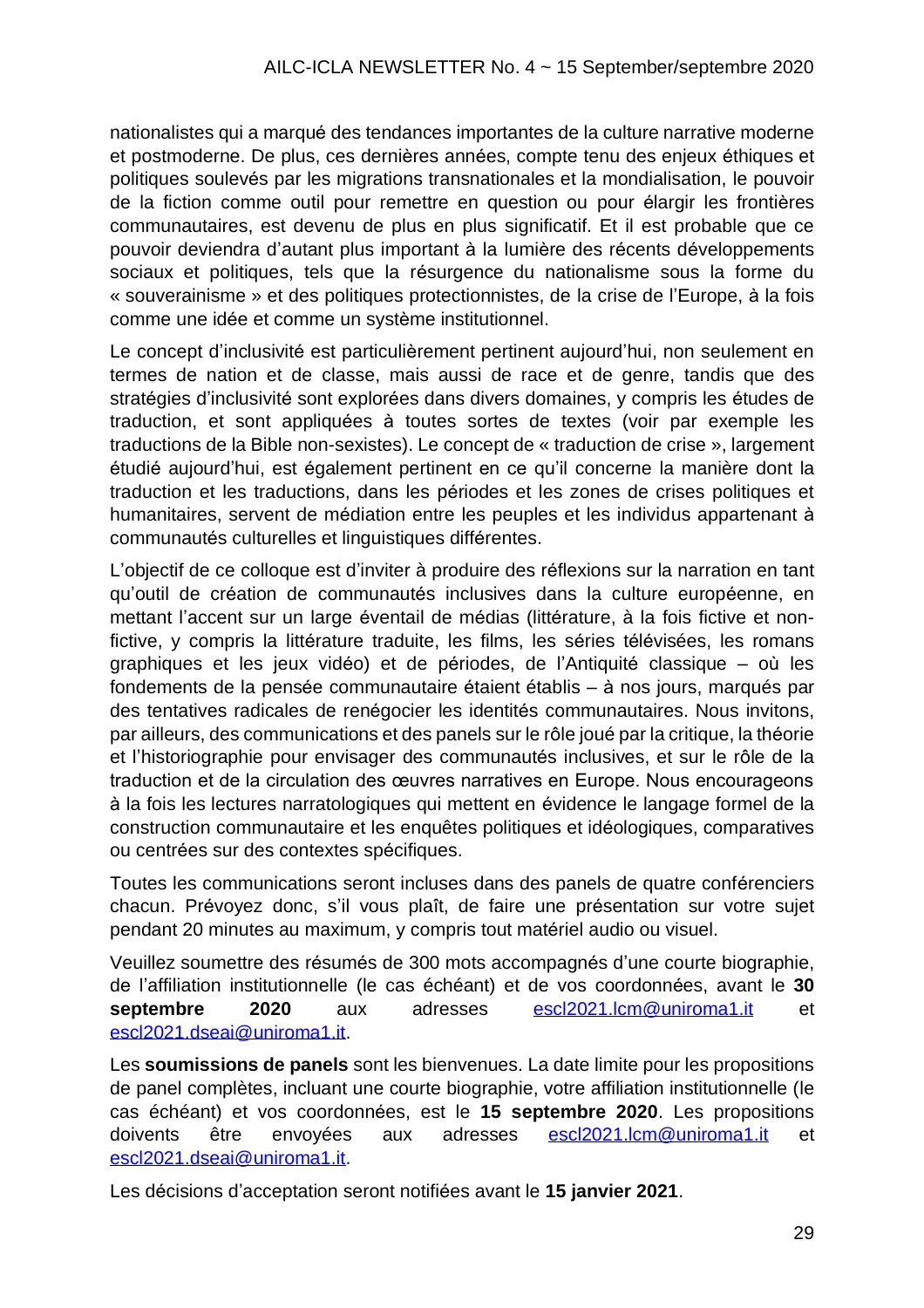nationalistes qui a marqué des tendances importantes de la culture narrative moderne et postmoderne. De plus, ces dernières années, compte tenu des enjeux éthiques et politiques soulevés par les migrations transnationales et la mondialisation, le pouvoir de la fiction comme outil pour remettre en question ou pour élargir les frontières communautaires, est devenu de plus en plus significatif. Et il est probable que ce pouvoir deviendra d'autant plus important à la lumière des récents développements sociaux et politiques, tels que la résurgence du nationalisme sous la forme du « souverainisme » et des politiques protectionnistes, de la crise de l'Europe, à la fois comme une idée et comme un système institutionnel.

Le concept d'inclusivité est particulièrement pertinent aujourd'hui, non seulement en termes de nation et de classe, mais aussi de race et de genre, tandis que des stratégies d'inclusivité sont explorées dans divers domaines, y compris les études de traduction, et sont appliquées à toutes sortes de textes (voir par exemple les traductions de la Bible non-sexistes). Le concept de « traduction de crise », largement étudié aujourd'hui, est également pertinent en ce qu'il concerne la manière dont la traduction et les traductions, dans les périodes et les zones de crises politiques et humanitaires, servent de médiation entre les peuples et les individus appartenant à communautés culturelles et linguistiques différentes.

L'objectif de ce colloque est d'inviter à produire des réflexions sur la narration en tant qu'outil de création de communautés inclusives dans la culture européenne, en mettant l'accent sur un large éventail de médias (littérature, à la fois fictive et non-fictive, y compris la littérature traduite, les films, les séries télévisées, les romans graphiques et les jeux vidéo) et de périodes, de l'Antiquité classique – où les fondements de la pensée communautaire étaient établis – à nos jours, marqués par des tentatives radicales de renégocier les identités communautaires. Nous invitons, par ailleurs, des communications et des panels sur le rôle joué par la critique, la théorie et l'historiographie pour envisager des communautés inclusives, et sur le rôle de la traduction et de la circulation des œuvres narratives en Europe. Nous encourageons à la fois les lectures narratologiques qui mettent en évidence le langage formel de la construction communautaire et les enquêtes politiques et idéologiques, comparatives ou centrées sur des contextes spécifiques.

Toutes les communications seront incluses dans des panels de quatre conférenciers chacun. Prévoyez donc, s'il vous plaît, de faire une présentation sur votre sujet pendant 20 minutes au maximum, y compris tout matériel audio ou visuel.

Veuillez soumettre des résumés de 300 mots accompagnés d'une courte biographie, de l'affiliation institutionnelle (le cas échéant) et de vos coordonnées, avant le **30 septembre 2020** aux adresses escl2021.lcm@uniroma1.it et escl2021.dseai@uniroma1.it.

Les **soumissions de panels** sont les bienvenues. La date limite pour les propositions de panel complètes, incluant une courte biographie, votre affiliation institutionnelle (le cas échéant) et vos coordonnées, est le **15 septembre 2020**. Les propositions doivents être envoyées aux adresses escl2021.lcm@uniroma1.it et escl2021.dseai@uniroma1.it.

Les décisions d'acceptation seront notifiées avant le **15 janvier 2021**.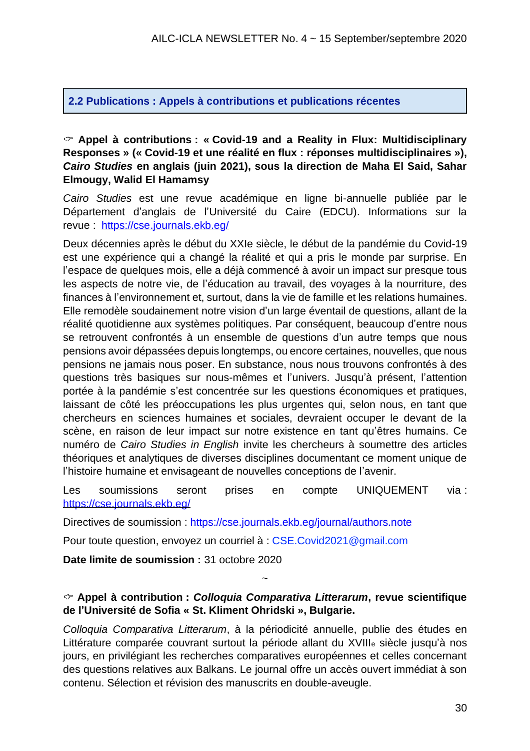## 2.2 Publications : Appels à contributions et publications récentes

☞ **Appel à contributions : « Covid-19 and a Reality in Flux: Multidisciplinary Responses » (« Covid-19 et une réalité en flux : réponses multidisciplinaires »), *Cairo Studies* en anglais (juin 2021), sous la direction de Maha El Said, Sahar Elmougy, Walid El Hamamsy**

*Cairo Studies* est une revue académique en ligne bi-annuelle publiée par le Département d'anglais de l'Université du Caire (EDCU). Informations sur la revue : https://cse.journals.ekb.eg/

Deux décennies après le début du XXIe siècle, le début de la pandémie du Covid-19 est une expérience qui a changé la réalité et qui a pris le monde par surprise. En l'espace de quelques mois, elle a déjà commencé à avoir un impact sur presque tous les aspects de notre vie, de l'éducation au travail, des voyages à la nourriture, des finances à l'environnement et, surtout, dans la vie de famille et les relations humaines. Elle remodèle soudainement notre vision d'un large éventail de questions, allant de la réalité quotidienne aux systèmes politiques. Par conséquent, beaucoup d'entre nous se retrouvent confrontés à un ensemble de questions d'un autre temps que nous pensions avoir dépassées depuis longtemps, ou encore certaines, nouvelles, que nous pensions ne jamais nous poser. En substance, nous nous trouvons confrontés à des questions très basiques sur nous-mêmes et l'univers. Jusqu'à présent, l'attention portée à la pandémie s'est concentrée sur les questions économiques et pratiques, laissant de côté les préoccupations les plus urgentes qui, selon nous, en tant que chercheurs en sciences humaines et sociales, devraient occuper le devant de la scène, en raison de leur impact sur notre existence en tant qu'êtres humains. Ce numéro de *Cairo Studies in English* invite les chercheurs à soumettre des articles théoriques et analytiques de diverses disciplines documentant ce moment unique de l'histoire humaine et envisageant de nouvelles conceptions de l'avenir.

Les soumissions seront prises en compte UNIQUEMENT via : https://cse.journals.ekb.eg/

Directives de soumission : https://cse.journals.ekb.eg/journal/authors.note

Pour toute question, envoyez un courriel à : CSE.Covid2021@gmail.com

**Date limite de soumission :** 31 octobre 2020

~

☞ **Appel à contribution : *Colloquia Comparativa Litterarum*, revue scientifique de l'Université de Sofia « St. Kliment Ohridski », Bulgarie.**

*Colloquia Comparativa Litterarum*, à la périodicité annuelle, publie des études en Littérature comparée couvrant surtout la période allant du XVIIIe siècle jusqu'à nos jours, en privilégiant les recherches comparatives européennes et celles concernant des questions relatives aux Balkans. Le journal offre un accès ouvert immédiat à son contenu. Sélection et révision des manuscrits en double-aveugle.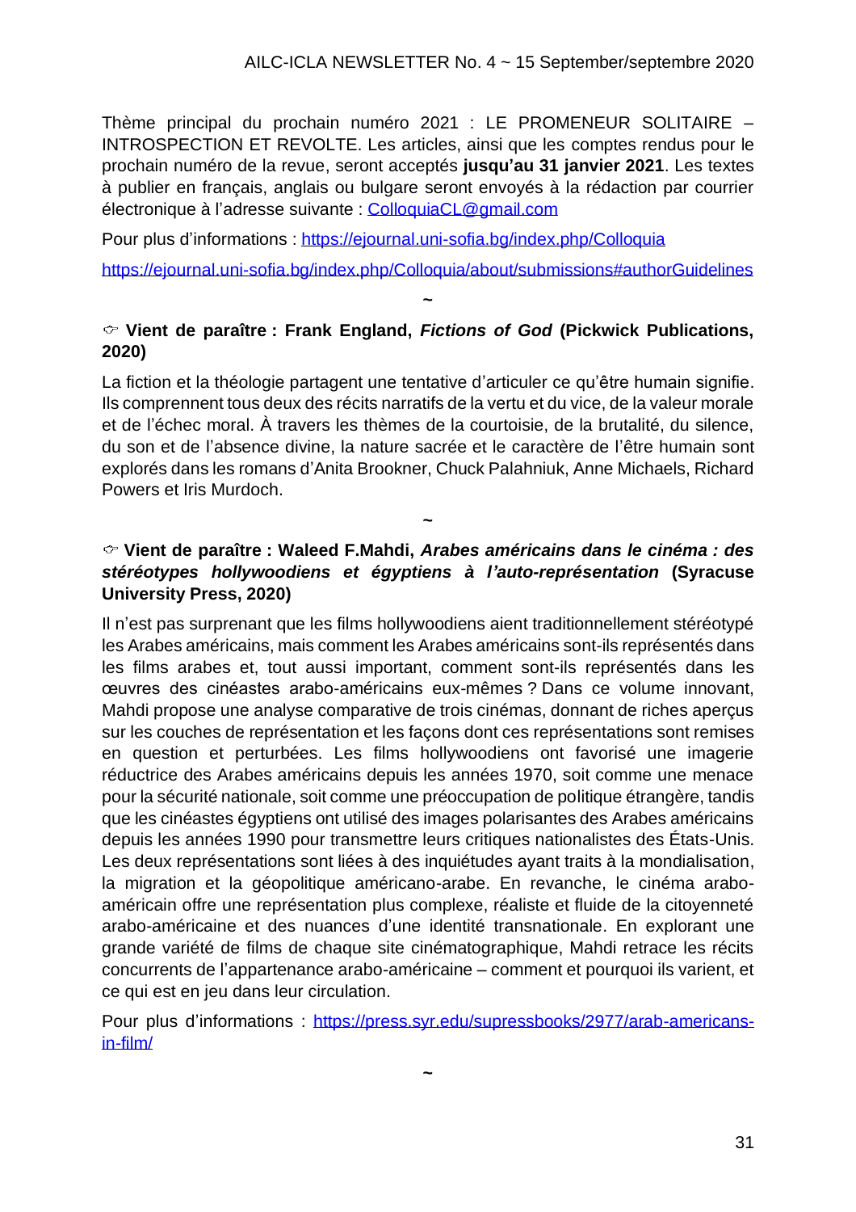Thème principal du prochain numéro 2021 : LE PROMENEUR SOLITAIRE – INTROSPECTION ET REVOLTE. Les articles, ainsi que les comptes rendus pour le prochain numéro de la revue, seront acceptés **jusqu'au 31 janvier 2021**. Les textes à publier en français, anglais ou bulgare seront envoyés à la rédaction par courrier électronique à l'adresse suivante : ColloquiaCL@gmail.com

Pour plus d'informations : https://ejournal.uni-sofia.bg/index.php/Colloquia

https://ejournal.uni-sofia.bg/index.php/Colloquia/about/submissions#authorGuidelines

~

☞ **Vient de paraître : Frank England, *Fictions of God* (Pickwick Publications, 2020)**

La fiction et la théologie partagent une tentative d'articuler ce qu'être humain signifie. Ils comprennent tous deux des récits narratifs de la vertu et du vice, de la valeur morale et de l'échec moral. À travers les thèmes de la courtoisie, de la brutalité, du silence, du son et de l'absence divine, la nature sacrée et le caractère de l'être humain sont explorés dans les romans d'Anita Brookner, Chuck Palahniuk, Anne Michaels, Richard Powers et Iris Murdoch.

~

☞ **Vient de paraître : Waleed F.Mahdi, *Arabes américains dans le cinéma : des stéréotypes hollywoodiens et égyptiens à l'auto-représentation* (Syracuse University Press, 2020)**

Il n'est pas surprenant que les films hollywoodiens aient traditionnellement stéréotypé les Arabes américains, mais comment les Arabes américains sont-ils représentés dans les films arabes et, tout aussi important, comment sont-ils représentés dans les œuvres des cinéastes arabo-américains eux-mêmes ? Dans ce volume innovant, Mahdi propose une analyse comparative de trois cinémas, donnant de riches aperçus sur les couches de représentation et les façons dont ces représentations sont remises en question et perturbées. Les films hollywoodiens ont favorisé une imagerie réductrice des Arabes américains depuis les années 1970, soit comme une menace pour la sécurité nationale, soit comme une préoccupation de politique étrangère, tandis que les cinéastes égyptiens ont utilisé des images polarisantes des Arabes américains depuis les années 1990 pour transmettre leurs critiques nationalistes des États-Unis. Les deux représentations sont liées à des inquiétudes ayant traits à la mondialisation, la migration et la géopolitique américano-arabe. En revanche, le cinéma arabo-américain offre une représentation plus complexe, réaliste et fluide de la citoyenneté arabo-américaine et des nuances d'une identité transnationale. En explorant une grande variété de films de chaque site cinématographique, Mahdi retrace les récits concurrents de l'appartenance arabo-américaine – comment et pourquoi ils varient, et ce qui est en jeu dans leur circulation.

Pour plus d'informations : https://press.syr.edu/supressbooks/2977/arab-americans-in-film/

~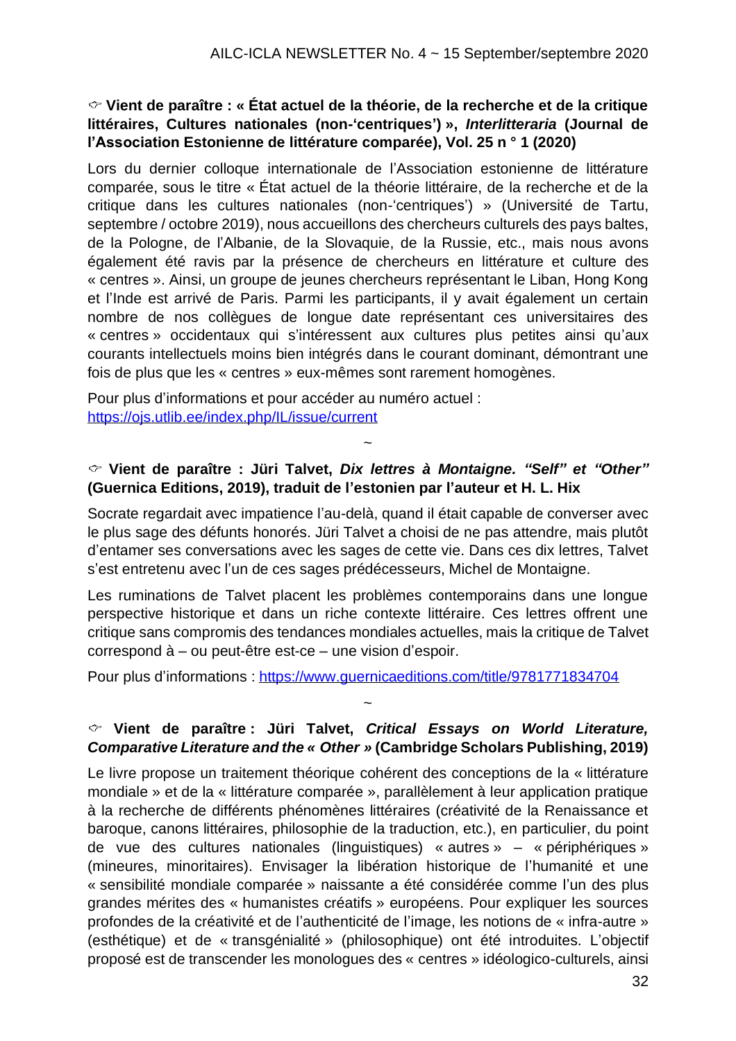☞ **Vient de paraître : « État actuel de la théorie, de la recherche et de la critique littéraires, Cultures nationales (non-'centriques') »,** ***Interlitteraria*** **(Journal de l'Association Estonienne de littérature comparée), Vol. 25 n ° 1 (2020)**

Lors du dernier colloque internationale de l'Association estonienne de littérature comparée, sous le titre « État actuel de la théorie littéraire, de la recherche et de la critique dans les cultures nationales (non-'centriques') » (Université de Tartu, septembre / octobre 2019), nous accueillons des chercheurs culturels des pays baltes, de la Pologne, de l'Albanie, de la Slovaquie, de la Russie, etc., mais nous avons également été ravis par la présence de chercheurs en littérature et culture des « centres ». Ainsi, un groupe de jeunes chercheurs représentant le Liban, Hong Kong et l'Inde est arrivé de Paris. Parmi les participants, il y avait également un certain nombre de nos collègues de longue date représentant ces universitaires des « centres » occidentaux qui s'intéressent aux cultures plus petites ainsi qu'aux courants intellectuels moins bien intégrés dans le courant dominant, démontrant une fois de plus que les « centres » eux-mêmes sont rarement homogènes.

Pour plus d'informations et pour accéder au numéro actuel :
https://ojs.utlib.ee/index.php/IL/issue/current

~

☞ **Vient de paraître : Jüri Talvet,** ***Dix lettres à Montaigne. "Self" et "Other"*** **(Guernica Editions, 2019), traduit de l'estonien par l'auteur et H. L. Hix**

Socrate regardait avec impatience l'au-delà, quand il était capable de converser avec le plus sage des défunts honorés. Jüri Talvet a choisi de ne pas attendre, mais plutôt d'entamer ses conversations avec les sages de cette vie. Dans ces dix lettres, Talvet s'est entretenu avec l'un de ces sages prédécesseurs, Michel de Montaigne.

Les ruminations de Talvet placent les problèmes contemporains dans une longue perspective historique et dans un riche contexte littéraire. Ces lettres offrent une critique sans compromis des tendances mondiales actuelles, mais la critique de Talvet correspond à – ou peut-être est-ce – une vision d'espoir.

Pour plus d'informations : https://www.guernicaeditions.com/title/9781771834704

~

☞ **Vient de paraître : Jüri Talvet,** ***Critical Essays on World Literature, Comparative Literature and the « Other »*** **(Cambridge Scholars Publishing, 2019)**

Le livre propose un traitement théorique cohérent des conceptions de la « littérature mondiale » et de la « littérature comparée », parallèlement à leur application pratique à la recherche de différents phénomènes littéraires (créativité de la Renaissance et baroque, canons littéraires, philosophie de la traduction, etc.), en particulier, du point de vue des cultures nationales (linguistiques) « autres » – « périphériques » (mineures, minoritaires). Envisager la libération historique de l'humanité et une « sensibilité mondiale comparée » naissante a été considérée comme l'un des plus grandes mérites des « humanistes créatifs » européens. Pour expliquer les sources profondes de la créativité et de l'authenticité de l'image, les notions de « infra-autre » (esthétique) et de « transgénialité » (philosophique) ont été introduites. L'objectif proposé est de transcender les monologues des « centres » idéologico-culturels, ainsi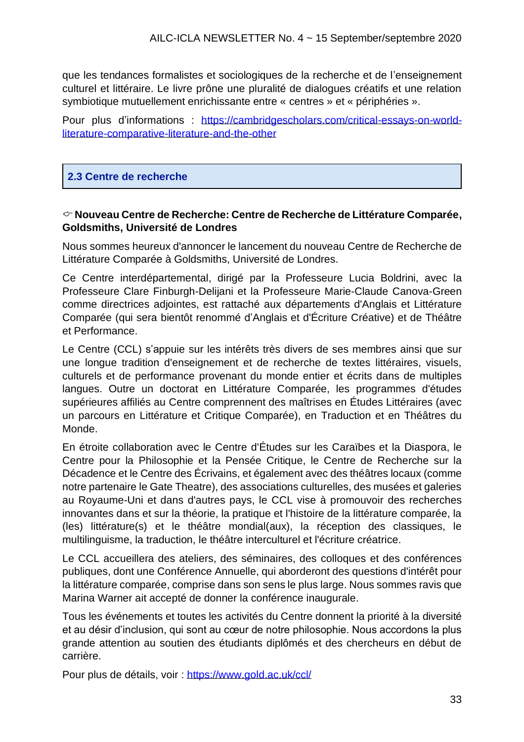que les tendances formalistes et sociologiques de la recherche et de l'enseignement culturel et littéraire. Le livre prône une pluralité de dialogues créatifs et une relation symbiotique mutuellement enrichissante entre « centres » et « périphéries ».

Pour plus d'informations : [https://cambridgescholars.com/critical-essays-on-world-literature-comparative-literature-and-the-other](https://cambridgescholars.com/critical-essays-on-world-literature-comparative-literature-and-the-other)

## 2.3 Centre de recherche

**☞ Nouveau Centre de Recherche: Centre de Recherche de Littérature Comparée, Goldsmiths, Université de Londres**

Nous sommes heureux d'annoncer le lancement du nouveau Centre de Recherche de Littérature Comparée à Goldsmiths, Université de Londres.

Ce Centre interdépartemental, dirigé par la Professeure Lucia Boldrini, avec la Professeure Clare Finburgh-Delijani et la Professeure Marie-Claude Canova-Green comme directrices adjointes, est rattaché aux départements d'Anglais et Littérature Comparée (qui sera bientôt renommé d'Anglais et d'Écriture Créative) et de Théâtre et Performance.

Le Centre (CCL) s'appuie sur les intérêts très divers de ses membres ainsi que sur une longue tradition d'enseignement et de recherche de textes littéraires, visuels, culturels et de performance provenant du monde entier et écrits dans de multiples langues. Outre un doctorat en Littérature Comparée, les programmes d'études supérieures affiliés au Centre comprennent des maîtrises en Études Littéraires (avec un parcours en Littérature et Critique Comparée), en Traduction et en Théâtres du Monde.

En étroite collaboration avec le Centre d'Études sur les Caraïbes et la Diaspora, le Centre pour la Philosophie et la Pensée Critique, le Centre de Recherche sur la Décadence et le Centre des Écrivains, et également avec des théâtres locaux (comme notre partenaire le Gate Theatre), des associations culturelles, des musées et galeries au Royaume-Uni et dans d'autres pays, le CCL vise à promouvoir des recherches innovantes dans et sur la théorie, la pratique et l'histoire de la littérature comparée, la (les) littérature(s) et le théâtre mondial(aux), la réception des classiques, le multilinguisme, la traduction, le théâtre interculturel et l'écriture créatrice.

Le CCL accueillera des ateliers, des séminaires, des colloques et des conférences publiques, dont une Conférence Annuelle, qui aborderont des questions d'intérêt pour la littérature comparée, comprise dans son sens le plus large. Nous sommes ravis que Marina Warner ait accepté de donner la conférence inaugurale.

Tous les événements et toutes les activités du Centre donnent la priorité à la diversité et au désir d'inclusion, qui sont au cœur de notre philosophie. Nous accordons la plus grande attention au soutien des étudiants diplômés et des chercheurs en début de carrière.

Pour plus de détails, voir : [https://www.gold.ac.uk/ccl/](https://www.gold.ac.uk/ccl/)